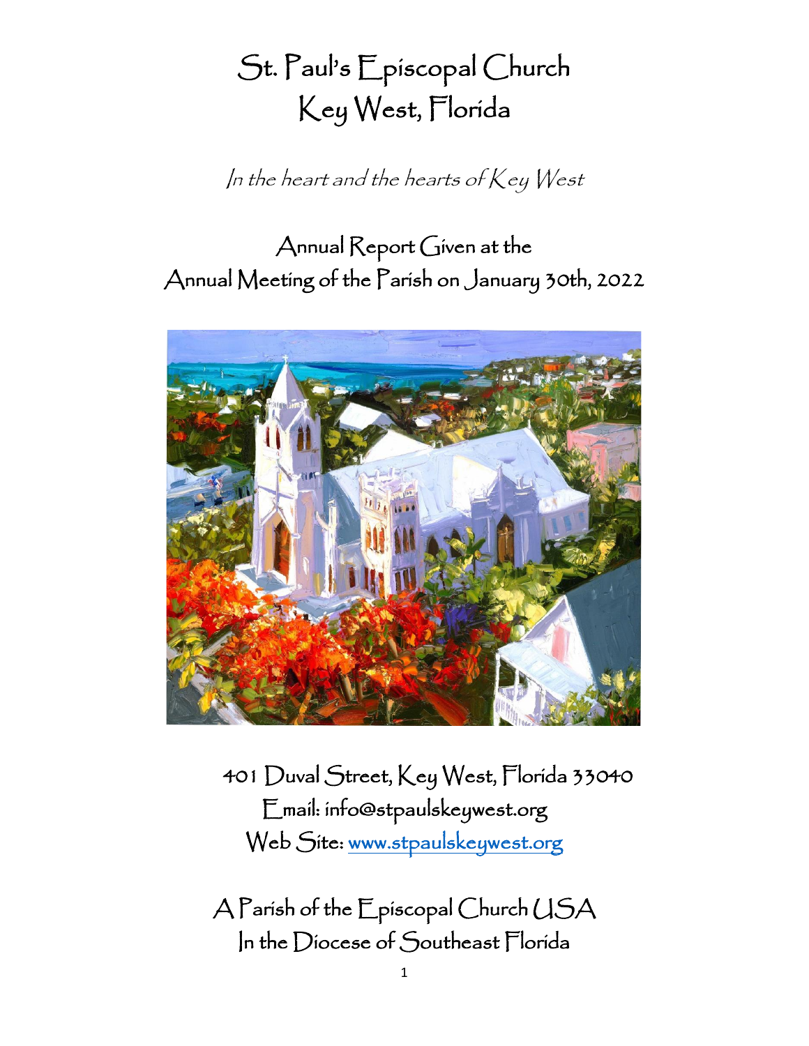# St. Paul's Episcopal Church
# Key West, Florida

*In the heart and the hearts of Key West*

## Annual Report Given at the
## Annual Meeting of the Parish on January 30th, 2022

401 Duval Street, Key West, Florida 33040
Email: info@stpaulskeywest.org
Web Site: www.stpaulskeywest.org

A Parish of the Episcopal Church USA
In the Diocese of Southeast Florida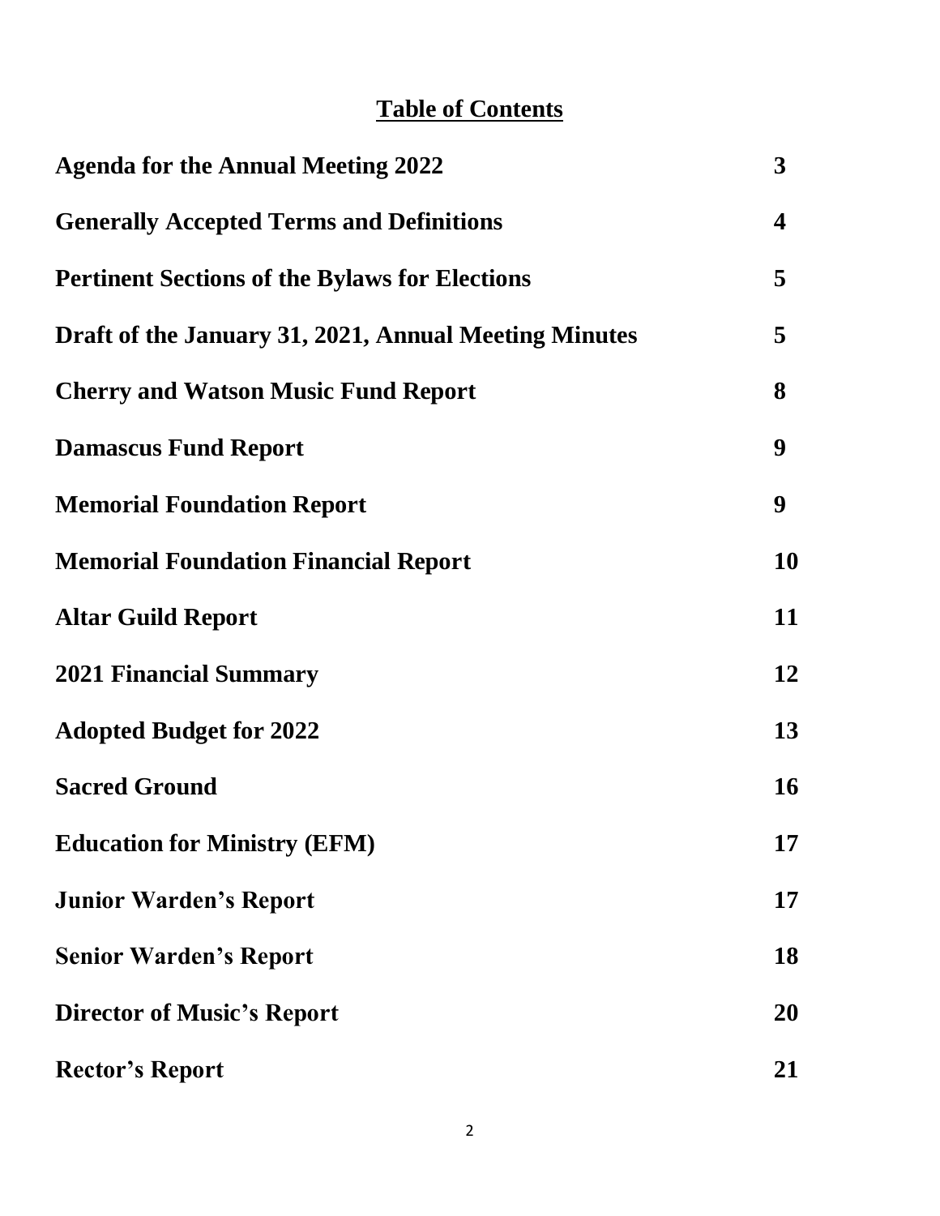# Table of Contents

| | |
|---|---|
| **Agenda for the Annual Meeting 2022** | **3** |
| **Generally Accepted Terms and Definitions** | **4** |
| **Pertinent Sections of the Bylaws for Elections** | **5** |
| **Draft of the January 31, 2021, Annual Meeting Minutes** | **5** |
| **Cherry and Watson Music Fund Report** | **8** |
| **Damascus Fund Report** | **9** |
| **Memorial Foundation Report** | **9** |
| **Memorial Foundation Financial Report** | **10** |
| **Altar Guild Report** | **11** |
| **2021 Financial Summary** | **12** |
| **Adopted Budget for 2022** | **13** |
| **Sacred Ground** | **16** |
| **Education for Ministry (EFM)** | **17** |
| **Junior Warden's Report** | **17** |
| **Senior Warden's Report** | **18** |
| **Director of Music's Report** | **20** |
| **Rector's Report** | **21** |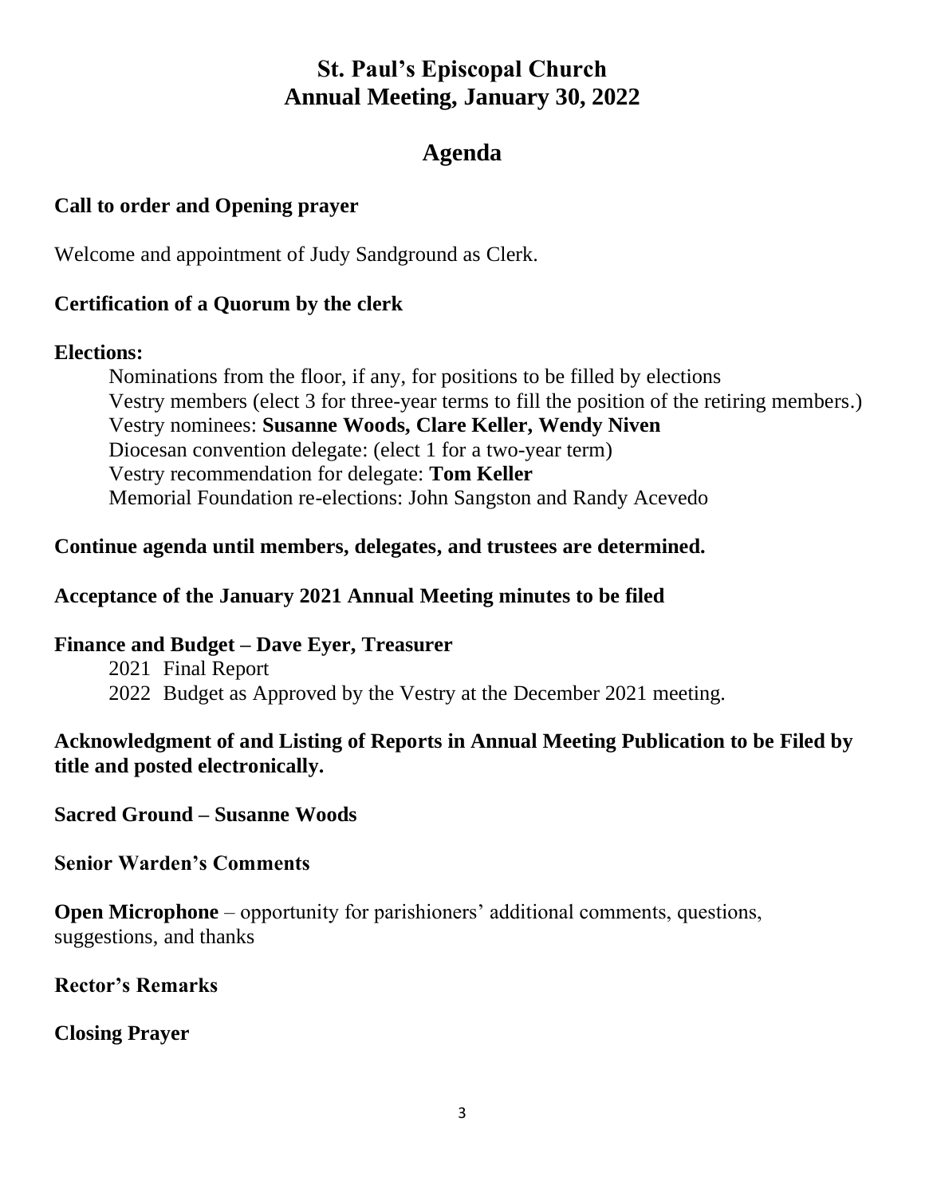# St. Paul's Episcopal Church
# Annual Meeting, January 30, 2022

## Agenda

**Call to order and Opening prayer**

Welcome and appointment of Judy Sandground as Clerk.

**Certification of a Quorum by the clerk**

**Elections:**

Nominations from the floor, if any, for positions to be filled by elections
Vestry members (elect 3 for three-year terms to fill the position of the retiring members.)
Vestry nominees: **Susanne Woods, Clare Keller, Wendy Niven**
Diocesan convention delegate: (elect 1 for a two-year term)
Vestry recommendation for delegate: **Tom Keller**
Memorial Foundation re-elections: John Sangston and Randy Acevedo

**Continue agenda until members, delegates, and trustees are determined.**

**Acceptance of the January 2021 Annual Meeting minutes to be filed**

**Finance and Budget – Dave Eyer, Treasurer**

2021 Final Report
2022 Budget as Approved by the Vestry at the December 2021 meeting.

**Acknowledgment of and Listing of Reports in Annual Meeting Publication to be Filed by title and posted electronically.**

**Sacred Ground – Susanne Woods**

**Senior Warden's Comments**

**Open Microphone** – opportunity for parishioners' additional comments, questions, suggestions, and thanks

**Rector's Remarks**

**Closing Prayer**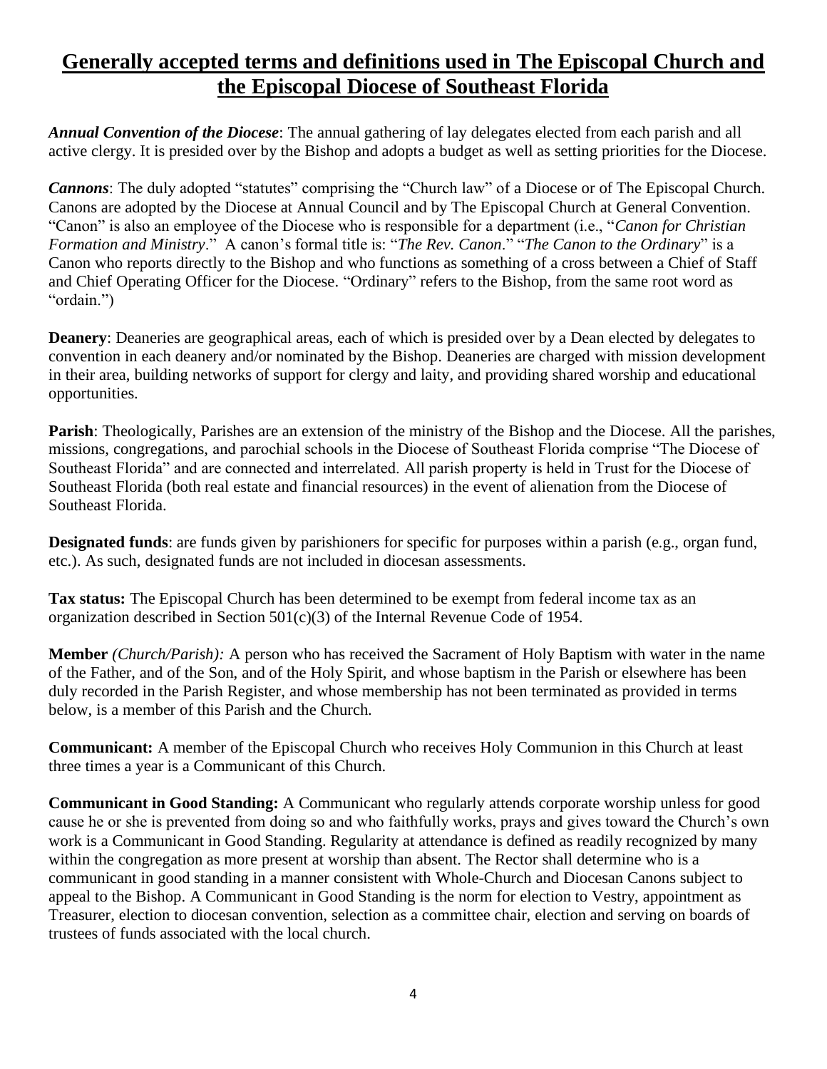# Generally accepted terms and definitions used in The Episcopal Church and the Episcopal Diocese of Southeast Florida

***Annual Convention of the Diocese***: The annual gathering of lay delegates elected from each parish and all active clergy. It is presided over by the Bishop and adopts a budget as well as setting priorities for the Diocese.

***Cannons***: The duly adopted "statutes" comprising the "Church law" of a Diocese or of The Episcopal Church. Canons are adopted by the Diocese at Annual Council and by The Episcopal Church at General Convention. "Canon" is also an employee of the Diocese who is responsible for a department (i.e., "*Canon for Christian Formation and Ministry*." A canon's formal title is: "*The Rev. Canon*." "*The Canon to the Ordinary*" is a Canon who reports directly to the Bishop and who functions as something of a cross between a Chief of Staff and Chief Operating Officer for the Diocese. "Ordinary" refers to the Bishop, from the same root word as "ordain.")

**Deanery**: Deaneries are geographical areas, each of which is presided over by a Dean elected by delegates to convention in each deanery and/or nominated by the Bishop. Deaneries are charged with mission development in their area, building networks of support for clergy and laity, and providing shared worship and educational opportunities.

**Parish**: Theologically, Parishes are an extension of the ministry of the Bishop and the Diocese. All the parishes, missions, congregations, and parochial schools in the Diocese of Southeast Florida comprise "The Diocese of Southeast Florida" and are connected and interrelated. All parish property is held in Trust for the Diocese of Southeast Florida (both real estate and financial resources) in the event of alienation from the Diocese of Southeast Florida.

**Designated funds**: are funds given by parishioners for specific for purposes within a parish (e.g., organ fund, etc.). As such, designated funds are not included in diocesan assessments.

**Tax status:** The Episcopal Church has been determined to be exempt from federal income tax as an organization described in Section 501(c)(3) of the Internal Revenue Code of 1954.

**Member** *(Church/Parish):* A person who has received the Sacrament of Holy Baptism with water in the name of the Father, and of the Son, and of the Holy Spirit, and whose baptism in the Parish or elsewhere has been duly recorded in the Parish Register, and whose membership has not been terminated as provided in terms below, is a member of this Parish and the Church.

**Communicant:** A member of the Episcopal Church who receives Holy Communion in this Church at least three times a year is a Communicant of this Church.

**Communicant in Good Standing:** A Communicant who regularly attends corporate worship unless for good cause he or she is prevented from doing so and who faithfully works, prays and gives toward the Church's own work is a Communicant in Good Standing. Regularity at attendance is defined as readily recognized by many within the congregation as more present at worship than absent. The Rector shall determine who is a communicant in good standing in a manner consistent with Whole-Church and Diocesan Canons subject to appeal to the Bishop. A Communicant in Good Standing is the norm for election to Vestry, appointment as Treasurer, election to diocesan convention, selection as a committee chair, election and serving on boards of trustees of funds associated with the local church.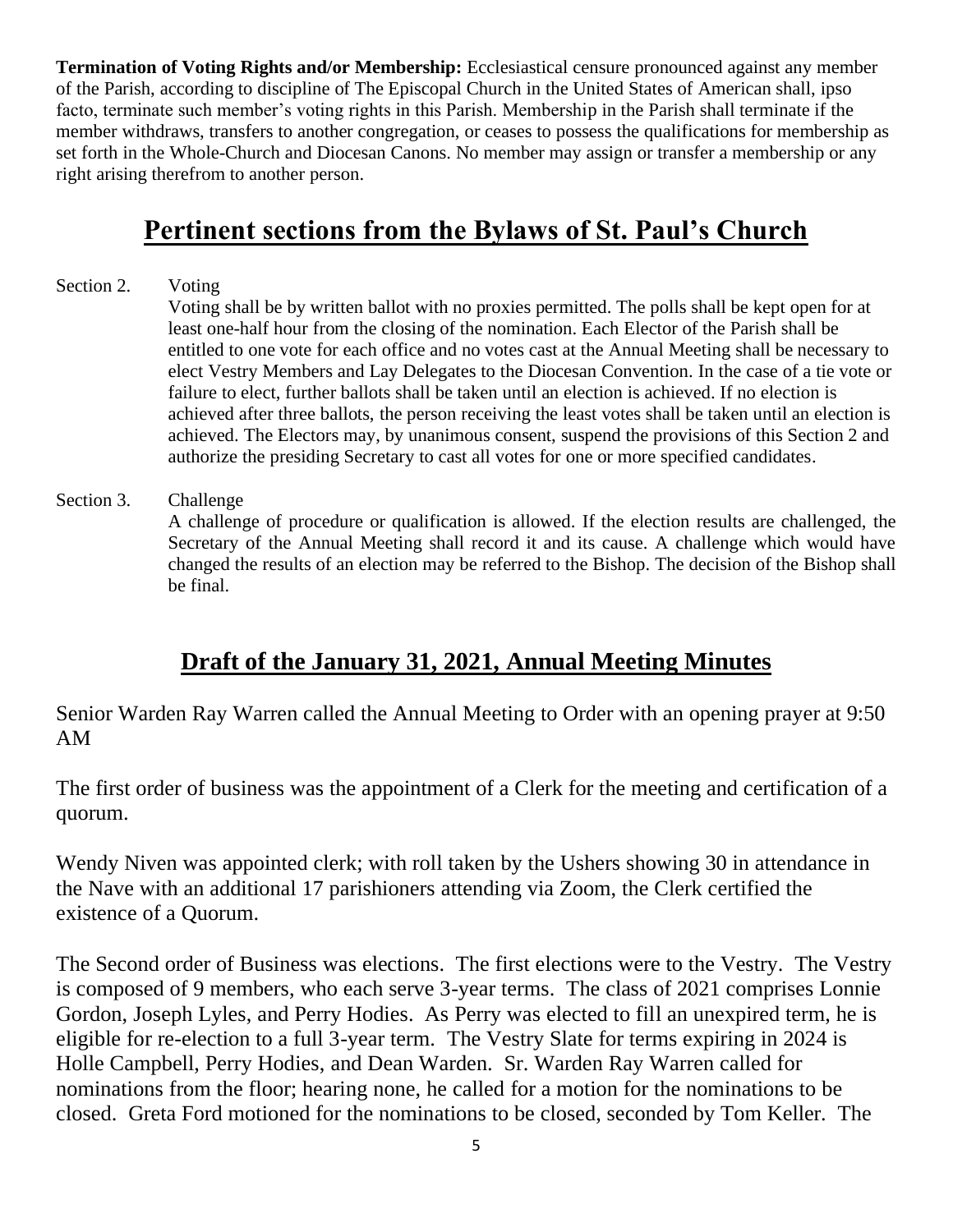**Termination of Voting Rights and/or Membership:** Ecclesiastical censure pronounced against any member of the Parish, according to discipline of The Episcopal Church in the United States of American shall, ipso facto, terminate such member's voting rights in this Parish. Membership in the Parish shall terminate if the member withdraws, transfers to another congregation, or ceases to possess the qualifications for membership as set forth in the Whole-Church and Diocesan Canons. No member may assign or transfer a membership or any right arising therefrom to another person.

# Pertinent sections from the Bylaws of St. Paul's Church

Section 2. Voting

Voting shall be by written ballot with no proxies permitted. The polls shall be kept open for at least one-half hour from the closing of the nomination. Each Elector of the Parish shall be entitled to one vote for each office and no votes cast at the Annual Meeting shall be necessary to elect Vestry Members and Lay Delegates to the Diocesan Convention. In the case of a tie vote or failure to elect, further ballots shall be taken until an election is achieved. If no election is achieved after three ballots, the person receiving the least votes shall be taken until an election is achieved. The Electors may, by unanimous consent, suspend the provisions of this Section 2 and authorize the presiding Secretary to cast all votes for one or more specified candidates.

Section 3. Challenge

A challenge of procedure or qualification is allowed. If the election results are challenged, the Secretary of the Annual Meeting shall record it and its cause. A challenge which would have changed the results of an election may be referred to the Bishop. The decision of the Bishop shall be final.

## Draft of the January 31, 2021, Annual Meeting Minutes

Senior Warden Ray Warren called the Annual Meeting to Order with an opening prayer at 9:50 AM

The first order of business was the appointment of a Clerk for the meeting and certification of a quorum.

Wendy Niven was appointed clerk; with roll taken by the Ushers showing 30 in attendance in the Nave with an additional 17 parishioners attending via Zoom, the Clerk certified the existence of a Quorum.

The Second order of Business was elections. The first elections were to the Vestry. The Vestry is composed of 9 members, who each serve 3-year terms. The class of 2021 comprises Lonnie Gordon, Joseph Lyles, and Perry Hodies. As Perry was elected to fill an unexpired term, he is eligible for re-election to a full 3-year term. The Vestry Slate for terms expiring in 2024 is Holle Campbell, Perry Hodies, and Dean Warden. Sr. Warden Ray Warren called for nominations from the floor; hearing none, he called for a motion for the nominations to be closed. Greta Ford motioned for the nominations to be closed, seconded by Tom Keller. The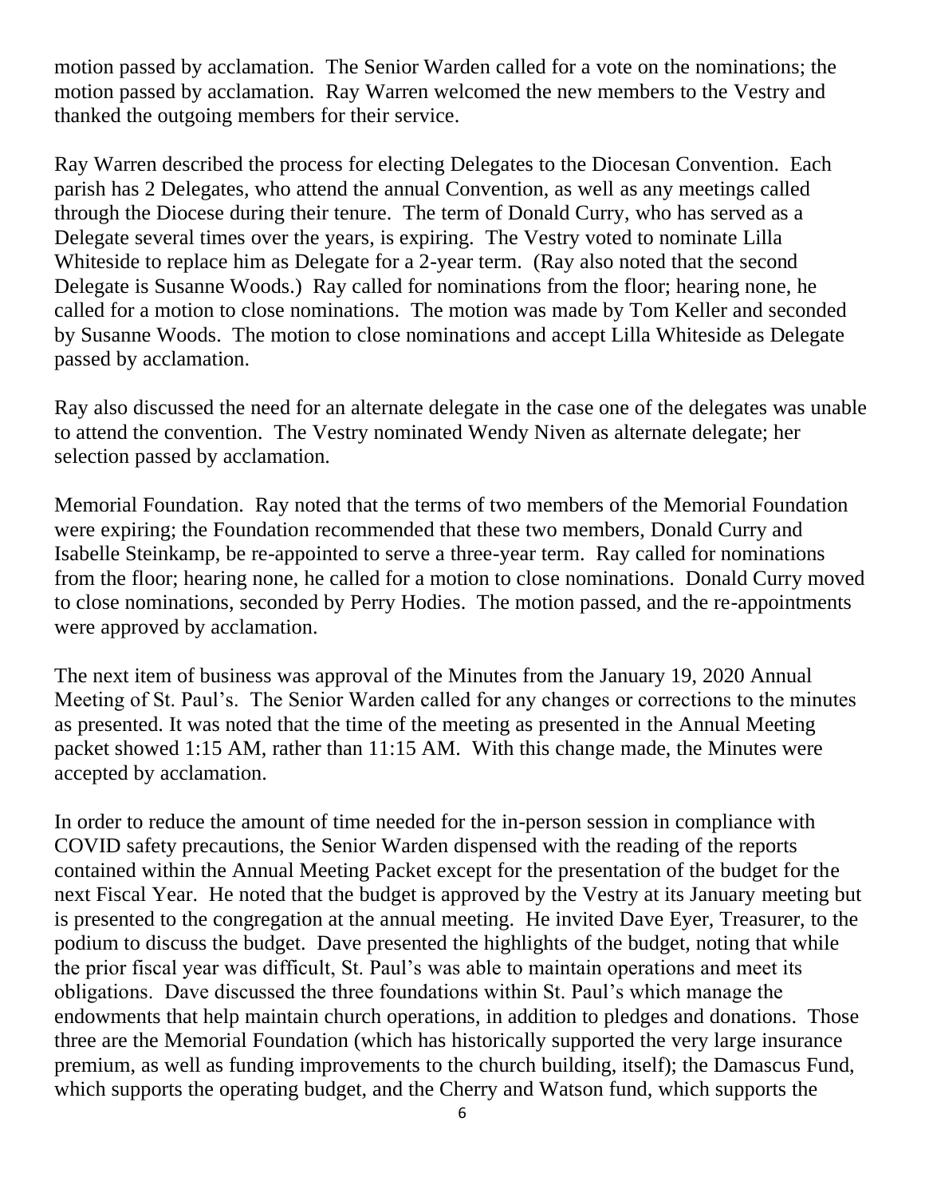motion passed by acclamation. The Senior Warden called for a vote on the nominations; the motion passed by acclamation. Ray Warren welcomed the new members to the Vestry and thanked the outgoing members for their service.

Ray Warren described the process for electing Delegates to the Diocesan Convention. Each parish has 2 Delegates, who attend the annual Convention, as well as any meetings called through the Diocese during their tenure. The term of Donald Curry, who has served as a Delegate several times over the years, is expiring. The Vestry voted to nominate Lilla Whiteside to replace him as Delegate for a 2-year term. (Ray also noted that the second Delegate is Susanne Woods.) Ray called for nominations from the floor; hearing none, he called for a motion to close nominations. The motion was made by Tom Keller and seconded by Susanne Woods. The motion to close nominations and accept Lilla Whiteside as Delegate passed by acclamation.

Ray also discussed the need for an alternate delegate in the case one of the delegates was unable to attend the convention. The Vestry nominated Wendy Niven as alternate delegate; her selection passed by acclamation.

Memorial Foundation. Ray noted that the terms of two members of the Memorial Foundation were expiring; the Foundation recommended that these two members, Donald Curry and Isabelle Steinkamp, be re-appointed to serve a three-year term. Ray called for nominations from the floor; hearing none, he called for a motion to close nominations. Donald Curry moved to close nominations, seconded by Perry Hodies. The motion passed, and the re-appointments were approved by acclamation.

The next item of business was approval of the Minutes from the January 19, 2020 Annual Meeting of St. Paul's. The Senior Warden called for any changes or corrections to the minutes as presented. It was noted that the time of the meeting as presented in the Annual Meeting packet showed 1:15 AM, rather than 11:15 AM. With this change made, the Minutes were accepted by acclamation.

In order to reduce the amount of time needed for the in-person session in compliance with COVID safety precautions, the Senior Warden dispensed with the reading of the reports contained within the Annual Meeting Packet except for the presentation of the budget for the next Fiscal Year. He noted that the budget is approved by the Vestry at its January meeting but is presented to the congregation at the annual meeting. He invited Dave Eyer, Treasurer, to the podium to discuss the budget. Dave presented the highlights of the budget, noting that while the prior fiscal year was difficult, St. Paul's was able to maintain operations and meet its obligations. Dave discussed the three foundations within St. Paul's which manage the endowments that help maintain church operations, in addition to pledges and donations. Those three are the Memorial Foundation (which has historically supported the very large insurance premium, as well as funding improvements to the church building, itself); the Damascus Fund, which supports the operating budget, and the Cherry and Watson fund, which supports the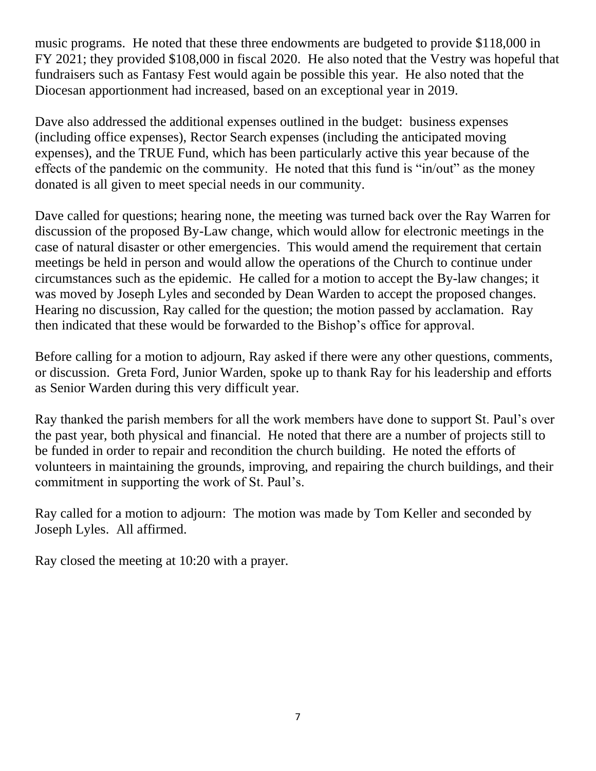music programs. He noted that these three endowments are budgeted to provide $118,000 in FY 2021; they provided $108,000 in fiscal 2020. He also noted that the Vestry was hopeful that fundraisers such as Fantasy Fest would again be possible this year. He also noted that the Diocesan apportionment had increased, based on an exceptional year in 2019.

Dave also addressed the additional expenses outlined in the budget: business expenses (including office expenses), Rector Search expenses (including the anticipated moving expenses), and the TRUE Fund, which has been particularly active this year because of the effects of the pandemic on the community. He noted that this fund is "in/out" as the money donated is all given to meet special needs in our community.

Dave called for questions; hearing none, the meeting was turned back over the Ray Warren for discussion of the proposed By-Law change, which would allow for electronic meetings in the case of natural disaster or other emergencies. This would amend the requirement that certain meetings be held in person and would allow the operations of the Church to continue under circumstances such as the epidemic. He called for a motion to accept the By-law changes; it was moved by Joseph Lyles and seconded by Dean Warden to accept the proposed changes. Hearing no discussion, Ray called for the question; the motion passed by acclamation. Ray then indicated that these would be forwarded to the Bishop's office for approval.

Before calling for a motion to adjourn, Ray asked if there were any other questions, comments, or discussion. Greta Ford, Junior Warden, spoke up to thank Ray for his leadership and efforts as Senior Warden during this very difficult year.

Ray thanked the parish members for all the work members have done to support St. Paul's over the past year, both physical and financial. He noted that there are a number of projects still to be funded in order to repair and recondition the church building. He noted the efforts of volunteers in maintaining the grounds, improving, and repairing the church buildings, and their commitment in supporting the work of St. Paul's.

Ray called for a motion to adjourn: The motion was made by Tom Keller and seconded by Joseph Lyles. All affirmed.

Ray closed the meeting at 10:20 with a prayer.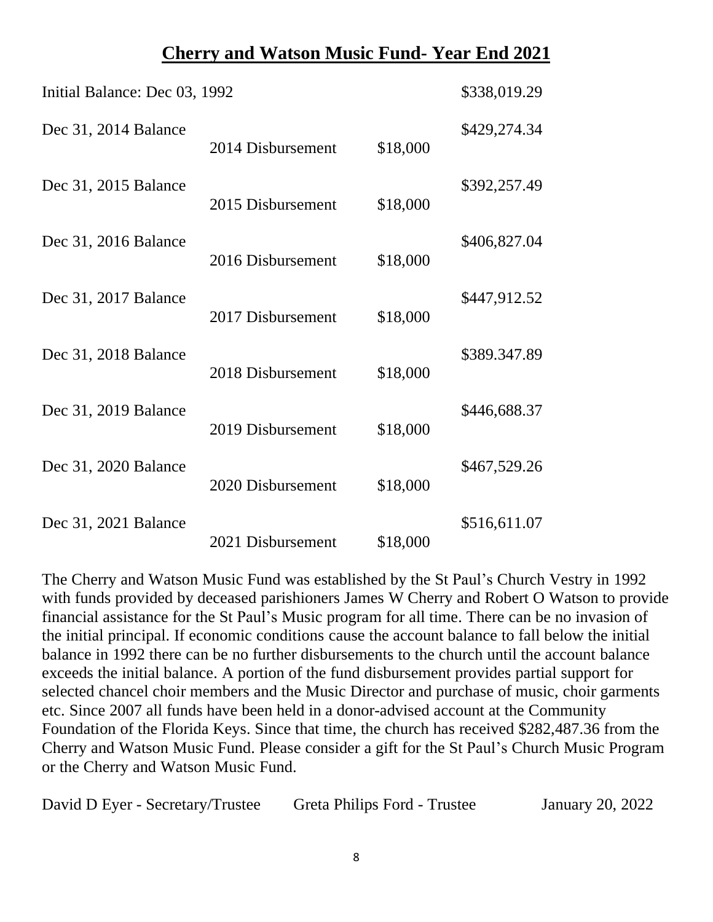## Cherry and Watson Music Fund- Year End 2021

| | | | |
|---|---|---|---|
| Initial Balance: Dec 03, 1992 | | | $338,019.29 |
| Dec 31, 2014 Balance | | | $429,274.34 |
| | 2014 Disbursement | $18,000 | |
| Dec 31, 2015 Balance | | | $392,257.49 |
| | 2015 Disbursement | $18,000 | |
| Dec 31, 2016 Balance | | | $406,827.04 |
| | 2016 Disbursement | $18,000 | |
| Dec 31, 2017 Balance | | | $447,912.52 |
| | 2017 Disbursement | $18,000 | |
| Dec 31, 2018 Balance | | | $389.347.89 |
| | 2018 Disbursement | $18,000 | |
| Dec 31, 2019 Balance | | | $446,688.37 |
| | 2019 Disbursement | $18,000 | |
| Dec 31, 2020 Balance | | | $467,529.26 |
| | 2020 Disbursement | $18,000 | |
| Dec 31, 2021 Balance | | | $516,611.07 |
| | 2021 Disbursement | $18,000 | |

The Cherry and Watson Music Fund was established by the St Paul's Church Vestry in 1992 with funds provided by deceased parishioners James W Cherry and Robert O Watson to provide financial assistance for the St Paul's Music program for all time. There can be no invasion of the initial principal. If economic conditions cause the account balance to fall below the initial balance in 1992 there can be no further disbursements to the church until the account balance exceeds the initial balance. A portion of the fund disbursement provides partial support for selected chancel choir members and the Music Director and purchase of music, choir garments etc. Since 2007 all funds have been held in a donor-advised account at the Community Foundation of the Florida Keys. Since that time, the church has received $282,487.36 from the Cherry and Watson Music Fund. Please consider a gift for the St Paul's Church Music Program or the Cherry and Watson Music Fund.

David D Eyer - Secretary/Trustee     Greta Philips Ford - Trustee     January 20, 2022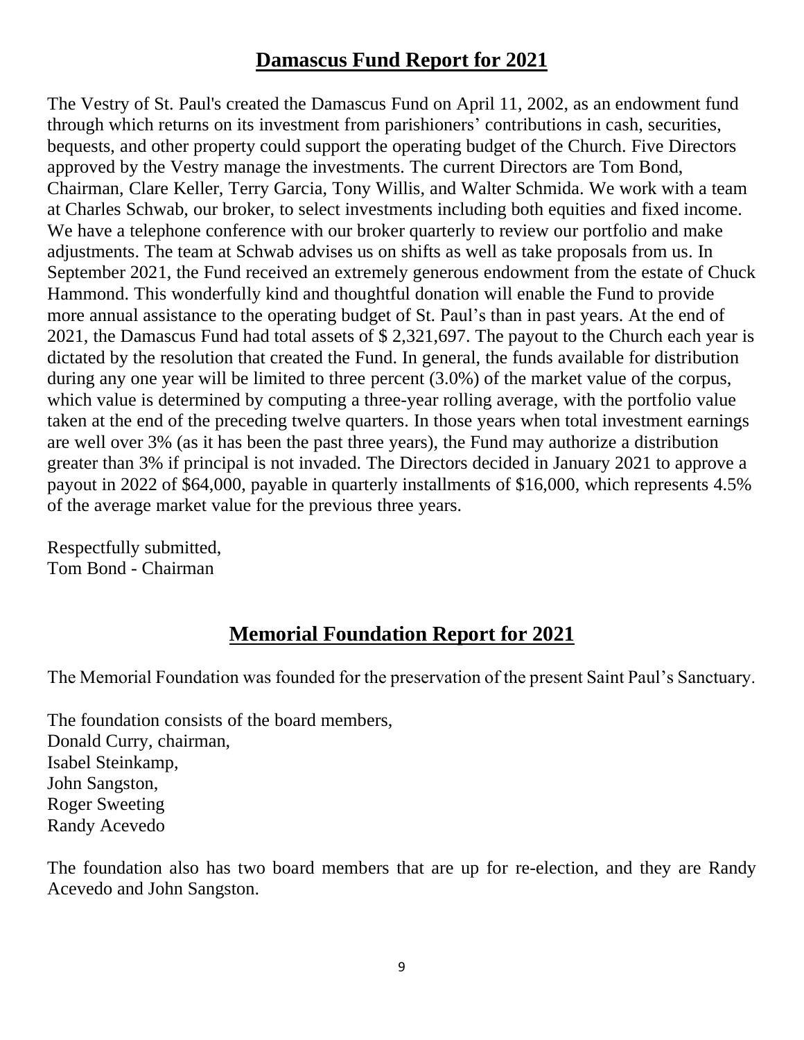# Damascus Fund Report for 2021

The Vestry of St. Paul's created the Damascus Fund on April 11, 2002, as an endowment fund through which returns on its investment from parishioners' contributions in cash, securities, bequests, and other property could support the operating budget of the Church. Five Directors approved by the Vestry manage the investments. The current Directors are Tom Bond, Chairman, Clare Keller, Terry Garcia, Tony Willis, and Walter Schmida. We work with a team at Charles Schwab, our broker, to select investments including both equities and fixed income. We have a telephone conference with our broker quarterly to review our portfolio and make adjustments. The team at Schwab advises us on shifts as well as take proposals from us. In September 2021, the Fund received an extremely generous endowment from the estate of Chuck Hammond. This wonderfully kind and thoughtful donation will enable the Fund to provide more annual assistance to the operating budget of St. Paul's than in past years. At the end of 2021, the Damascus Fund had total assets of $ 2,321,697. The payout to the Church each year is dictated by the resolution that created the Fund. In general, the funds available for distribution during any one year will be limited to three percent (3.0%) of the market value of the corpus, which value is determined by computing a three-year rolling average, with the portfolio value taken at the end of the preceding twelve quarters. In those years when total investment earnings are well over 3% (as it has been the past three years), the Fund may authorize a distribution greater than 3% if principal is not invaded. The Directors decided in January 2021 to approve a payout in 2022 of $64,000, payable in quarterly installments of $16,000, which represents 4.5% of the average market value for the previous three years.

Respectfully submitted,
Tom Bond - Chairman

# Memorial Foundation Report for 2021

The Memorial Foundation was founded for the preservation of the present Saint Paul's Sanctuary.

The foundation consists of the board members,
Donald Curry, chairman,
Isabel Steinkamp,
John Sangston,
Roger Sweeting
Randy Acevedo

The foundation also has two board members that are up for re-election, and they are Randy Acevedo and John Sangston.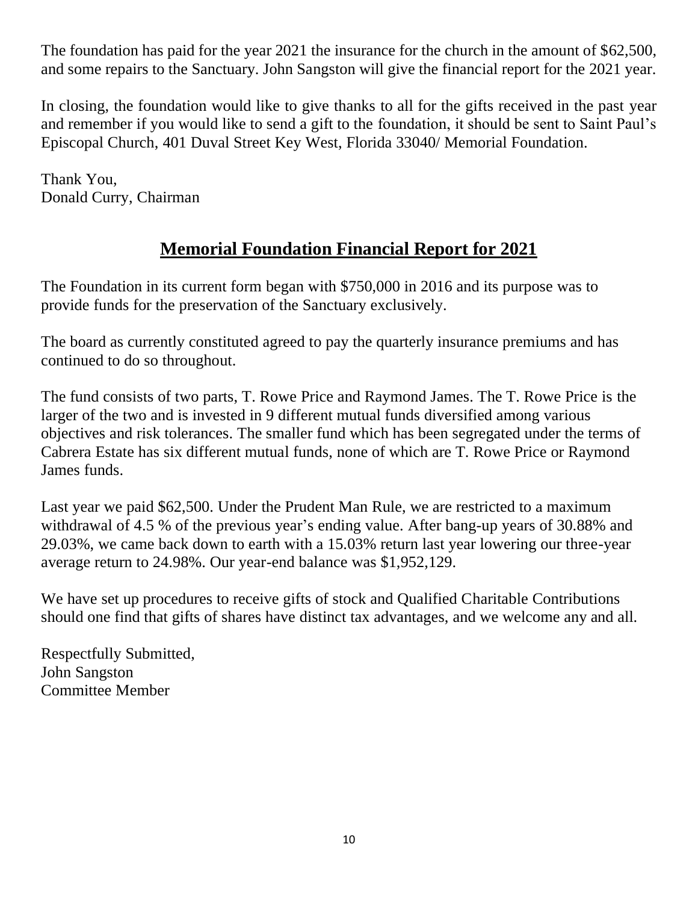The foundation has paid for the year 2021 the insurance for the church in the amount of $62,500, and some repairs to the Sanctuary. John Sangston will give the financial report for the 2021 year.

In closing, the foundation would like to give thanks to all for the gifts received in the past year and remember if you would like to send a gift to the foundation, it should be sent to Saint Paul's Episcopal Church, 401 Duval Street Key West, Florida 33040/ Memorial Foundation.

Thank You,  
Donald Curry, Chairman

## Memorial Foundation Financial Report for 2021

The Foundation in its current form began with $750,000 in 2016 and its purpose was to provide funds for the preservation of the Sanctuary exclusively.

The board as currently constituted agreed to pay the quarterly insurance premiums and has continued to do so throughout.

The fund consists of two parts, T. Rowe Price and Raymond James. The T. Rowe Price is the larger of the two and is invested in 9 different mutual funds diversified among various objectives and risk tolerances. The smaller fund which has been segregated under the terms of Cabrera Estate has six different mutual funds, none of which are T. Rowe Price or Raymond James funds.

Last year we paid $62,500. Under the Prudent Man Rule, we are restricted to a maximum withdrawal of 4.5 % of the previous year's ending value. After bang-up years of 30.88% and 29.03%, we came back down to earth with a 15.03% return last year lowering our three-year average return to 24.98%. Our year-end balance was $1,952,129.

We have set up procedures to receive gifts of stock and Qualified Charitable Contributions should one find that gifts of shares have distinct tax advantages, and we welcome any and all.

Respectfully Submitted,  
John Sangston  
Committee Member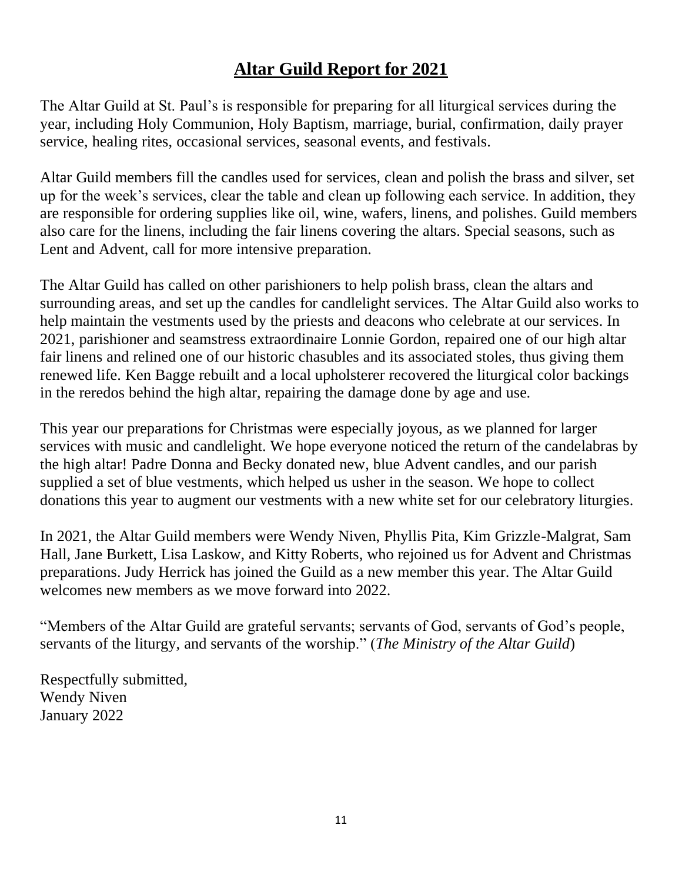# **Altar Guild Report for 2021**

The Altar Guild at St. Paul's is responsible for preparing for all liturgical services during the year, including Holy Communion, Holy Baptism, marriage, burial, confirmation, daily prayer service, healing rites, occasional services, seasonal events, and festivals.

Altar Guild members fill the candles used for services, clean and polish the brass and silver, set up for the week's services, clear the table and clean up following each service. In addition, they are responsible for ordering supplies like oil, wine, wafers, linens, and polishes. Guild members also care for the linens, including the fair linens covering the altars. Special seasons, such as Lent and Advent, call for more intensive preparation.

The Altar Guild has called on other parishioners to help polish brass, clean the altars and surrounding areas, and set up the candles for candlelight services. The Altar Guild also works to help maintain the vestments used by the priests and deacons who celebrate at our services. In 2021, parishioner and seamstress extraordinaire Lonnie Gordon, repaired one of our high altar fair linens and relined one of our historic chasubles and its associated stoles, thus giving them renewed life. Ken Bagge rebuilt and a local upholsterer recovered the liturgical color backings in the reredos behind the high altar, repairing the damage done by age and use.

This year our preparations for Christmas were especially joyous, as we planned for larger services with music and candlelight. We hope everyone noticed the return of the candelabras by the high altar! Padre Donna and Becky donated new, blue Advent candles, and our parish supplied a set of blue vestments, which helped us usher in the season. We hope to collect donations this year to augment our vestments with a new white set for our celebratory liturgies.

In 2021, the Altar Guild members were Wendy Niven, Phyllis Pita, Kim Grizzle-Malgrat, Sam Hall, Jane Burkett, Lisa Laskow, and Kitty Roberts, who rejoined us for Advent and Christmas preparations. Judy Herrick has joined the Guild as a new member this year. The Altar Guild welcomes new members as we move forward into 2022.

"Members of the Altar Guild are grateful servants; servants of God, servants of God's people, servants of the liturgy, and servants of the worship." (*The Ministry of the Altar Guild*)

Respectfully submitted,  
Wendy Niven  
January 2022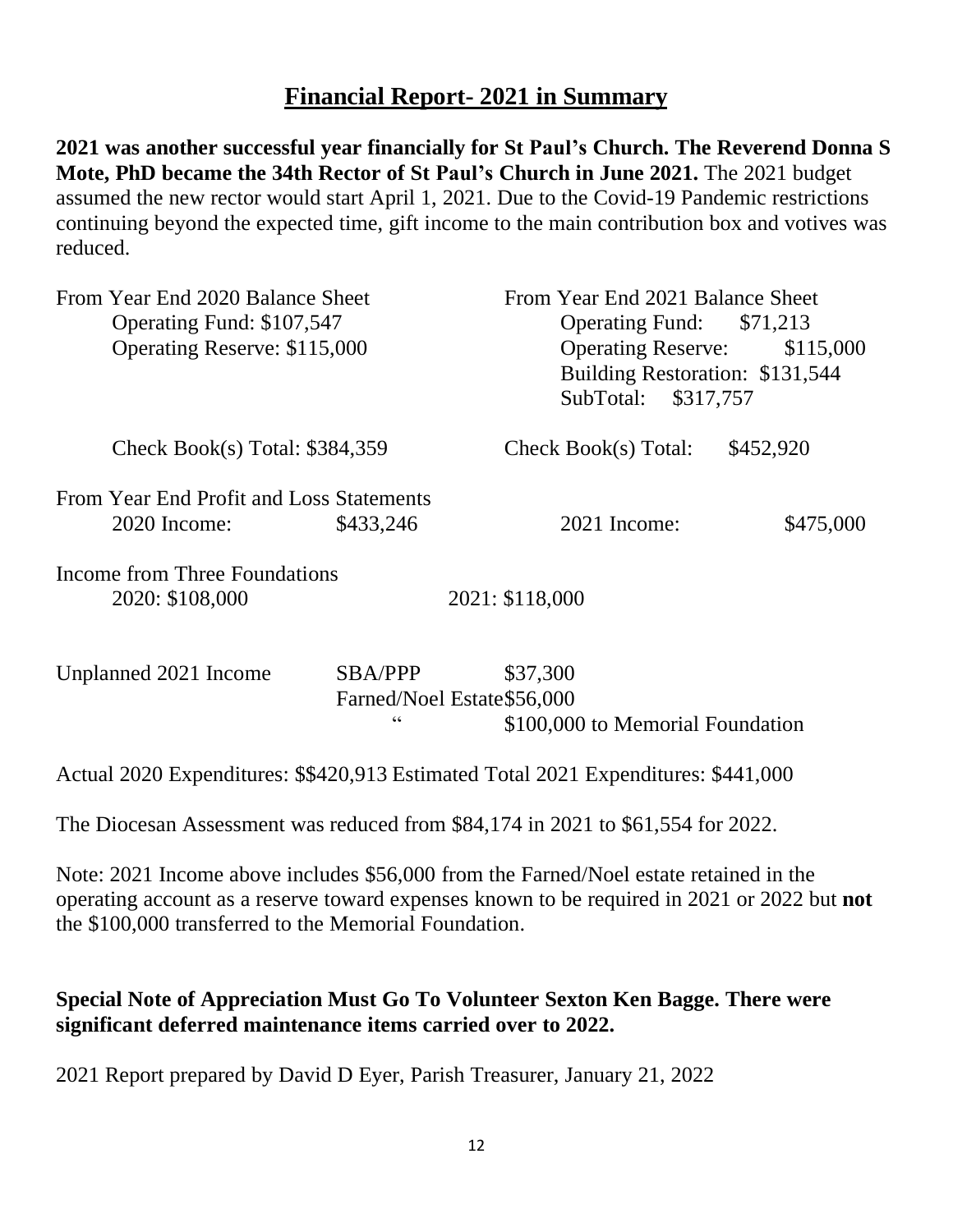# Financial Report- 2021 in Summary

**2021 was another successful year financially for St Paul's Church. The Reverend Donna S Mote, PhD became the 34th Rector of St Paul's Church in June 2021.** The 2021 budget assumed the new rector would start April 1, 2021. Due to the Covid-19 Pandemic restrictions continuing beyond the expected time, gift income to the main contribution box and votives was reduced.

| From Year End 2020 Balance Sheet | From Year End 2021 Balance Sheet |
|---|---|
| Operating Fund: $107,547 | Operating Fund: $71,213 |
| Operating Reserve: $115,000 | Operating Reserve: $115,000 |
| | Building Restoration: $131,544 |
| | SubTotal: $317,757 |
| Check Book(s) Total: $384,359 | Check Book(s) Total: $452,920 |

From Year End Profit and Loss Statements

| 2020 Income: | $433,246 | 2021 Income: | $475,000 |
|---|---|---|---|

Income from Three Foundations

| 2020: $108,000 | 2021: $118,000 |
|---|---|

| Unplanned 2021 Income | SBA/PPP | $37,300 |
|---|---|---|
| | Farned/Noel Estate | $56,000 |
| | " | $100,000 to Memorial Foundation |

Actual 2020 Expenditures: $$420,913 Estimated Total 2021 Expenditures: $441,000

The Diocesan Assessment was reduced from $84,174 in 2021 to $61,554 for 2022.

Note: 2021 Income above includes $56,000 from the Farned/Noel estate retained in the operating account as a reserve toward expenses known to be required in 2021 or 2022 but **not** the $100,000 transferred to the Memorial Foundation.

**Special Note of Appreciation Must Go To Volunteer Sexton Ken Bagge. There were significant deferred maintenance items carried over to 2022.**

2021 Report prepared by David D Eyer, Parish Treasurer, January 21, 2022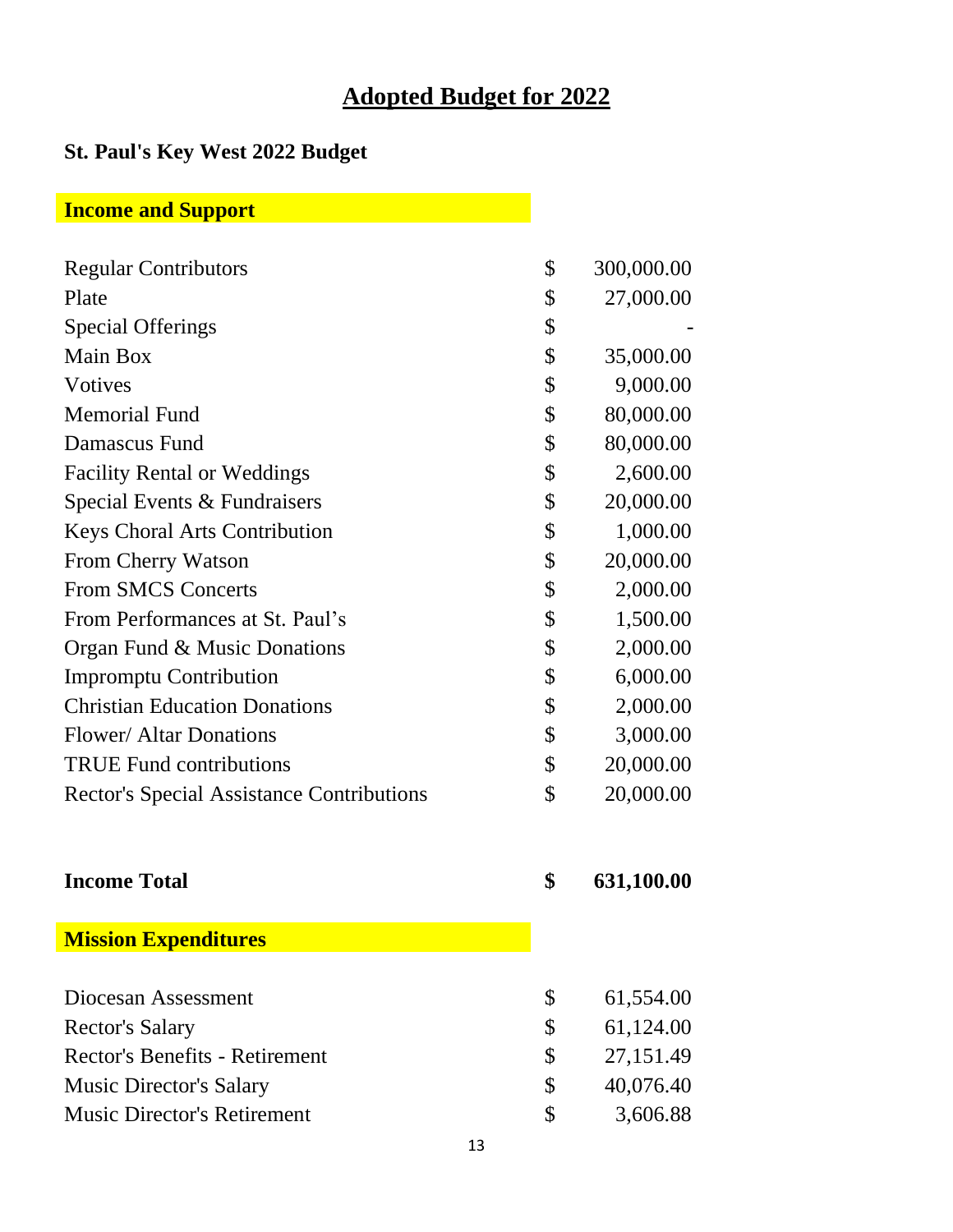# Adopted Budget for 2022

## St. Paul's Key West 2022 Budget

### Income and Support

| Item | | Amount |
|---|---|---|
| Regular Contributors | $ | 300,000.00 |
| Plate | $ | 27,000.00 |
| Special Offerings | $ | - |
| Main Box | $ | 35,000.00 |
| Votives | $ | 9,000.00 |
| Memorial Fund | $ | 80,000.00 |
| Damascus Fund | $ | 80,000.00 |
| Facility Rental or Weddings | $ | 2,600.00 |
| Special Events & Fundraisers | $ | 20,000.00 |
| Keys Choral Arts Contribution | $ | 1,000.00 |
| From Cherry Watson | $ | 20,000.00 |
| From SMCS Concerts | $ | 2,000.00 |
| From Performances at St. Paul's | $ | 1,500.00 |
| Organ Fund & Music Donations | $ | 2,000.00 |
| Impromptu Contribution | $ | 6,000.00 |
| Christian Education Donations | $ | 2,000.00 |
| Flower/ Altar Donations | $ | 3,000.00 |
| TRUE Fund contributions | $ | 20,000.00 |
| Rector's Special Assistance Contributions | $ | 20,000.00 |
| **Income Total** | **$** | **631,100.00** |

### Mission Expenditures

| Item | | Amount |
|---|---|---|
| Diocesan Assessment | $ | 61,554.00 |
| Rector's Salary | $ | 61,124.00 |
| Rector's Benefits - Retirement | $ | 27,151.49 |
| Music Director's Salary | $ | 40,076.40 |
| Music Director's Retirement | $ | 3,606.88 |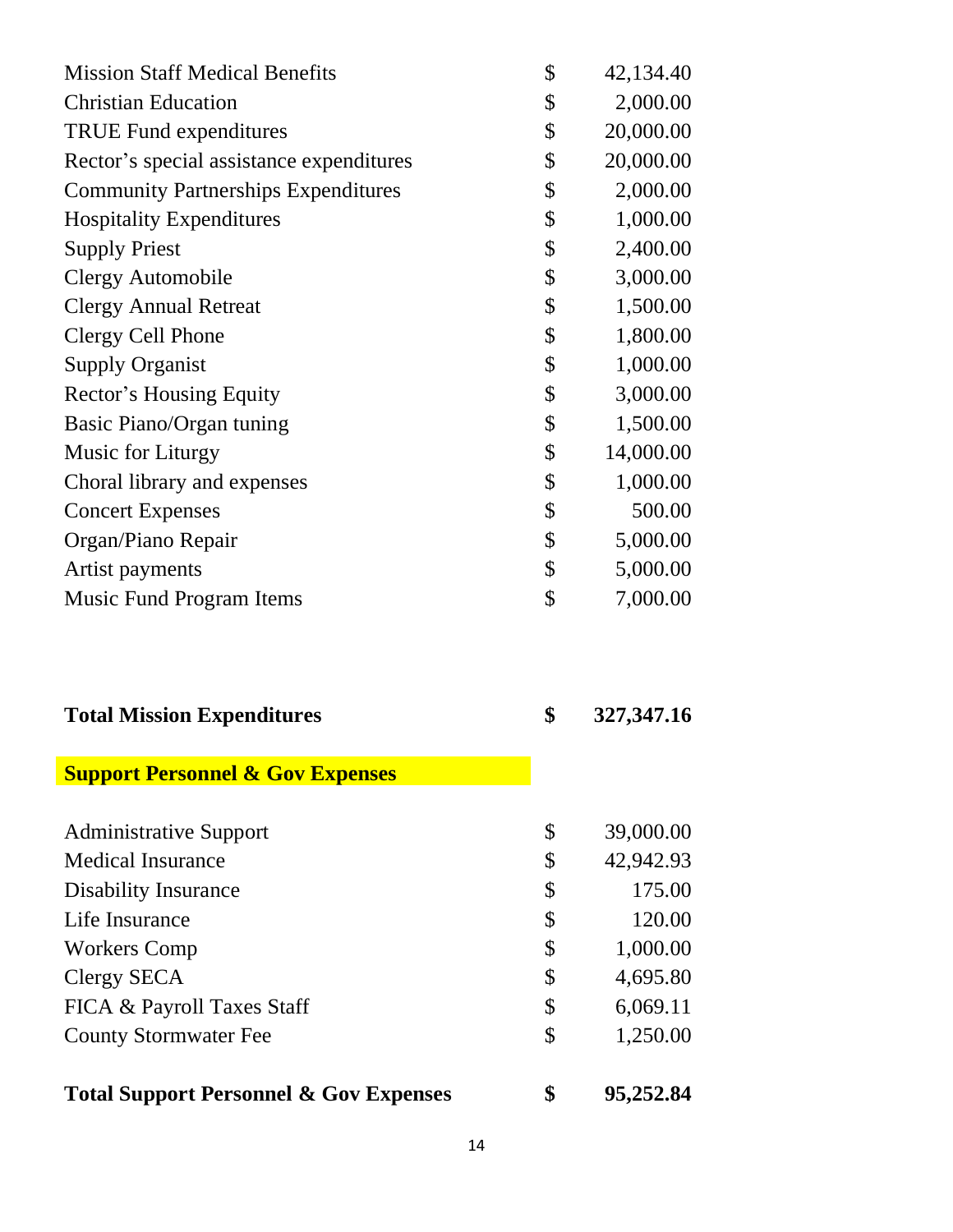| | | |
|---|---|---|
| Mission Staff Medical Benefits | $ | 42,134.40 |
| Christian Education | $ | 2,000.00 |
| TRUE Fund expenditures | $ | 20,000.00 |
| Rector's special assistance expenditures | $ | 20,000.00 |
| Community Partnerships Expenditures | $ | 2,000.00 |
| Hospitality Expenditures | $ | 1,000.00 |
| Supply Priest | $ | 2,400.00 |
| Clergy Automobile | $ | 3,000.00 |
| Clergy Annual Retreat | $ | 1,500.00 |
| Clergy Cell Phone | $ | 1,800.00 |
| Supply Organist | $ | 1,000.00 |
| Rector's Housing Equity | $ | 3,000.00 |
| Basic Piano/Organ tuning | $ | 1,500.00 |
| Music for Liturgy | $ | 14,000.00 |
| Choral library and expenses | $ | 1,000.00 |
| Concert Expenses | $ | 500.00 |
| Organ/Piano Repair | $ | 5,000.00 |
| Artist payments | $ | 5,000.00 |
| Music Fund Program Items | $ | 7,000.00 |
| | | |
| **Total Mission Expenditures** | **$** | **327,347.16** |

**Support Personnel & Gov Expenses**

| | | |
|---|---|---|
| Administrative Support | $ | 39,000.00 |
| Medical Insurance | $ | 42,942.93 |
| Disability Insurance | $ | 175.00 |
| Life Insurance | $ | 120.00 |
| Workers Comp | $ | 1,000.00 |
| Clergy SECA | $ | 4,695.80 |
| FICA & Payroll Taxes Staff | $ | 6,069.11 |
| County Stormwater Fee | $ | 1,250.00 |
| | | |
| **Total Support Personnel & Gov Expenses** | **$** | **95,252.84** |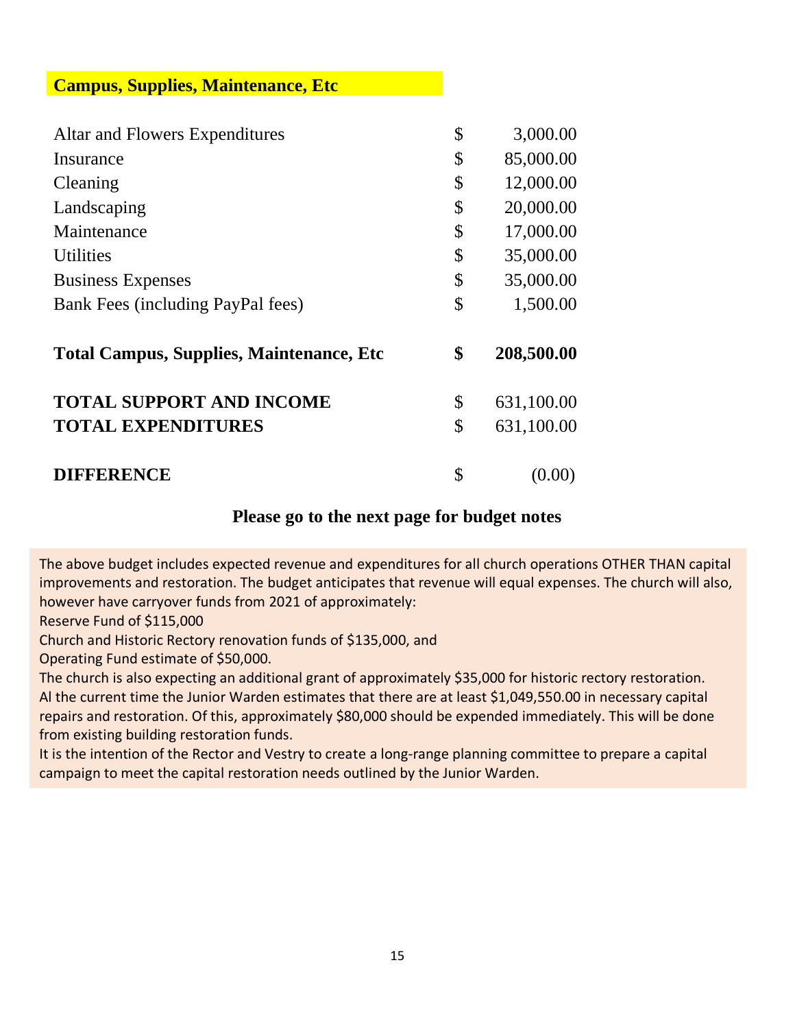## Campus, Supplies, Maintenance, Etc

| | | |
|---|---|---|
| Altar and Flowers Expenditures | $ | 3,000.00 |
| Insurance | $ | 85,000.00 |
| Cleaning | $ | 12,000.00 |
| Landscaping | $ | 20,000.00 |
| Maintenance | $ | 17,000.00 |
| Utilities | $ | 35,000.00 |
| Business Expenses | $ | 35,000.00 |
| Bank Fees (including PayPal fees) | $ | 1,500.00 |
| **Total Campus, Supplies, Maintenance, Etc** | **$** | **208,500.00** |
| **TOTAL SUPPORT AND INCOME** | $ | 631,100.00 |
| **TOTAL EXPENDITURES** | $ | 631,100.00 |
| **DIFFERENCE** | $ | (0.00) |

**Please go to the next page for budget notes**

The above budget includes expected revenue and expenditures for all church operations OTHER THAN capital improvements and restoration. The budget anticipates that revenue will equal expenses. The church will also, however have carryover funds from 2021 of approximately:

Reserve Fund of $115,000

Church and Historic Rectory renovation funds of $135,000, and

Operating Fund estimate of $50,000.

The church is also expecting an additional grant of approximately $35,000 for historic rectory restoration.

Al the current time the Junior Warden estimates that there are at least $1,049,550.00 in necessary capital repairs and restoration. Of this, approximately $80,000 should be expended immediately. This will be done from existing building restoration funds.

It is the intention of the Rector and Vestry to create a long-range planning committee to prepare a capital campaign to meet the capital restoration needs outlined by the Junior Warden.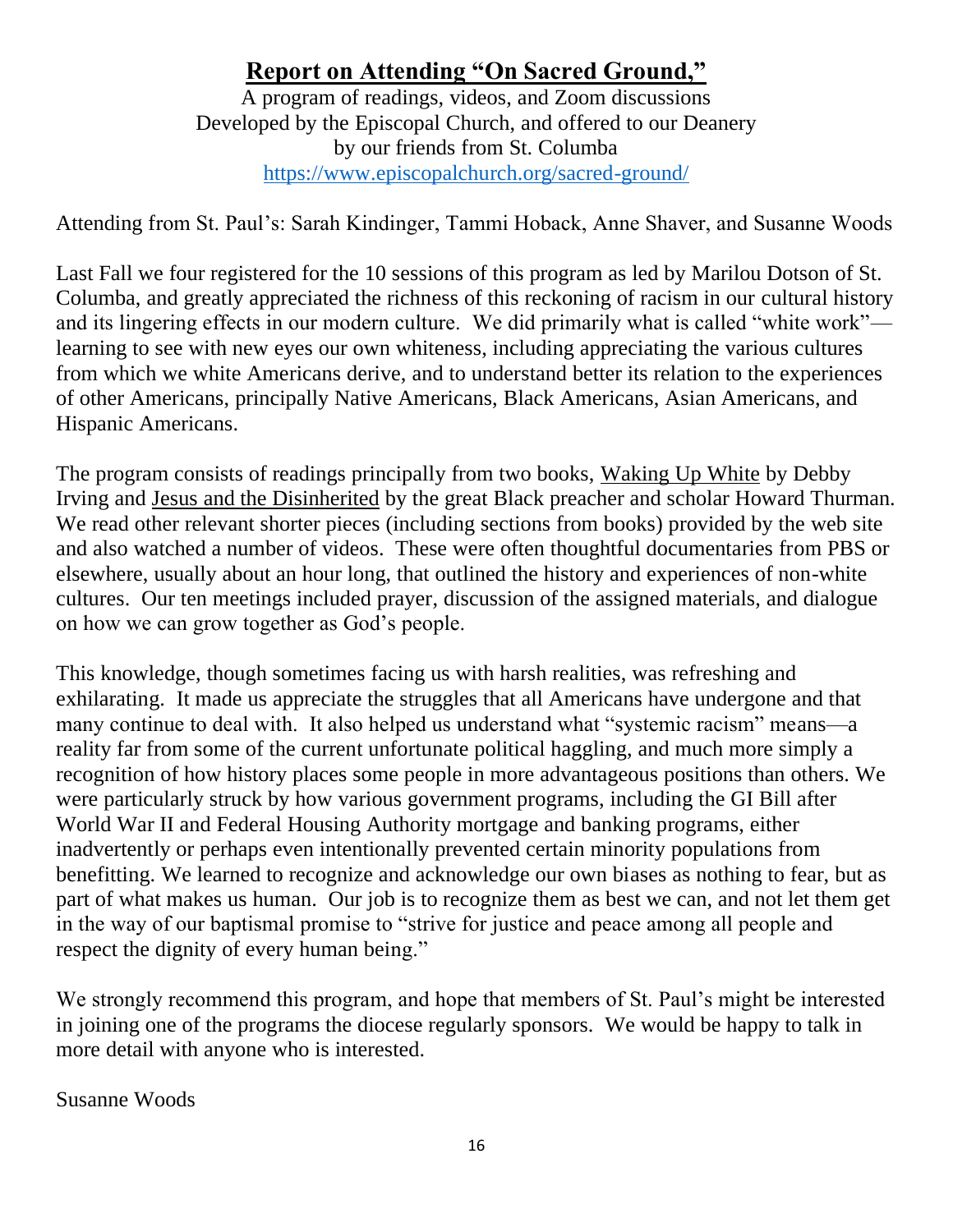# **Report on Attending "On Sacred Ground,"**

A program of readings, videos, and Zoom discussions
Developed by the Episcopal Church, and offered to our Deanery
by our friends from St. Columba
https://www.episcopalchurch.org/sacred-ground/

Attending from St. Paul's: Sarah Kindinger, Tammi Hoback, Anne Shaver, and Susanne Woods

Last Fall we four registered for the 10 sessions of this program as led by Marilou Dotson of St. Columba, and greatly appreciated the richness of this reckoning of racism in our cultural history and its lingering effects in our modern culture. We did primarily what is called "white work"—learning to see with new eyes our own whiteness, including appreciating the various cultures from which we white Americans derive, and to understand better its relation to the experiences of other Americans, principally Native Americans, Black Americans, Asian Americans, and Hispanic Americans.

The program consists of readings principally from two books, <u>Waking Up White</u> by Debby Irving and <u>Jesus and the Disinherited</u> by the great Black preacher and scholar Howard Thurman. We read other relevant shorter pieces (including sections from books) provided by the web site and also watched a number of videos. These were often thoughtful documentaries from PBS or elsewhere, usually about an hour long, that outlined the history and experiences of non-white cultures. Our ten meetings included prayer, discussion of the assigned materials, and dialogue on how we can grow together as God's people.

This knowledge, though sometimes facing us with harsh realities, was refreshing and exhilarating. It made us appreciate the struggles that all Americans have undergone and that many continue to deal with. It also helped us understand what "systemic racism" means—a reality far from some of the current unfortunate political haggling, and much more simply a recognition of how history places some people in more advantageous positions than others. We were particularly struck by how various government programs, including the GI Bill after World War II and Federal Housing Authority mortgage and banking programs, either inadvertently or perhaps even intentionally prevented certain minority populations from benefitting. We learned to recognize and acknowledge our own biases as nothing to fear, but as part of what makes us human. Our job is to recognize them as best we can, and not let them get in the way of our baptismal promise to "strive for justice and peace among all people and respect the dignity of every human being."

We strongly recommend this program, and hope that members of St. Paul's might be interested in joining one of the programs the diocese regularly sponsors. We would be happy to talk in more detail with anyone who is interested.

Susanne Woods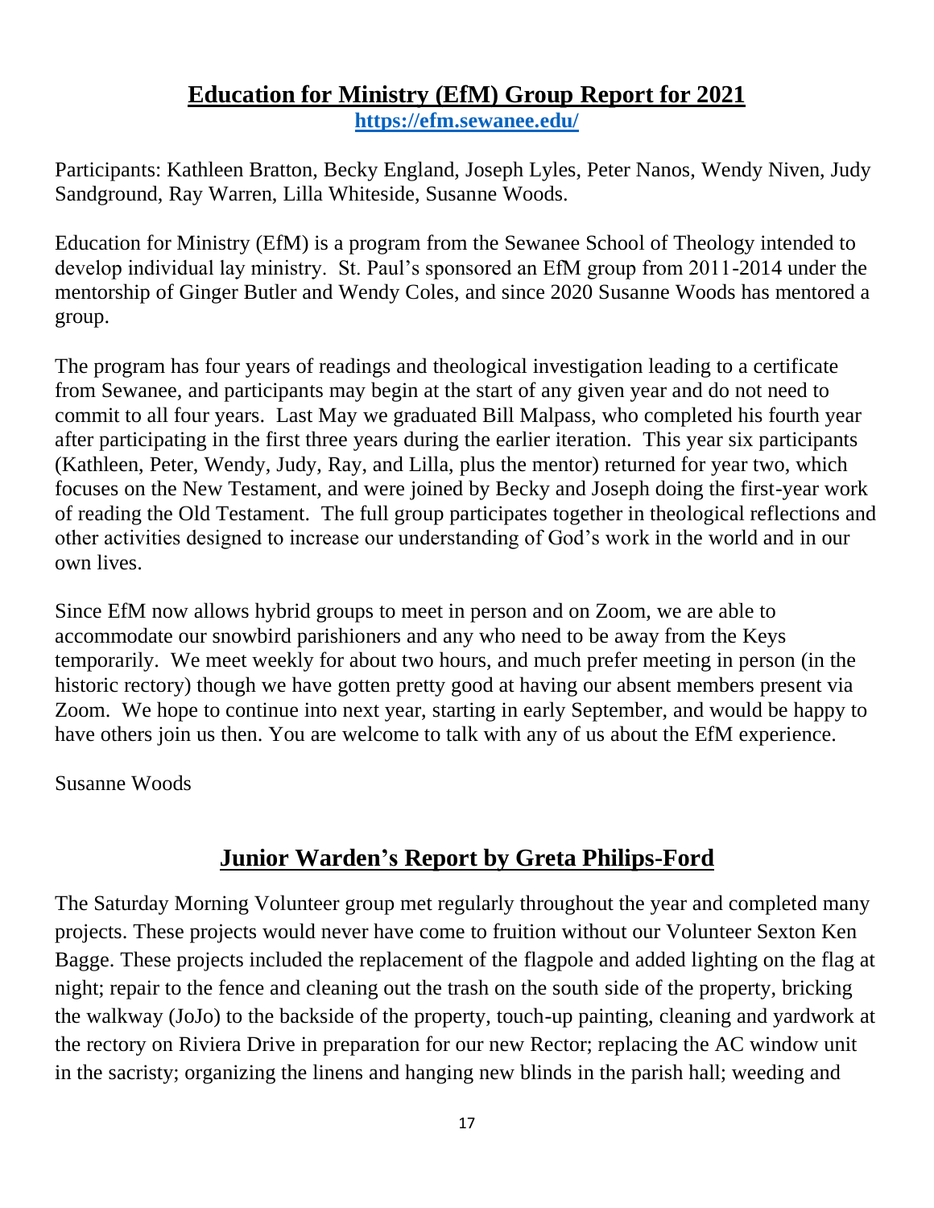## Education for Ministry (EfM) Group Report for 2021

**https://efm.sewanee.edu/**

Participants: Kathleen Bratton, Becky England, Joseph Lyles, Peter Nanos, Wendy Niven, Judy Sandground, Ray Warren, Lilla Whiteside, Susanne Woods.

Education for Ministry (EfM) is a program from the Sewanee School of Theology intended to develop individual lay ministry. St. Paul's sponsored an EfM group from 2011-2014 under the mentorship of Ginger Butler and Wendy Coles, and since 2020 Susanne Woods has mentored a group.

The program has four years of readings and theological investigation leading to a certificate from Sewanee, and participants may begin at the start of any given year and do not need to commit to all four years. Last May we graduated Bill Malpass, who completed his fourth year after participating in the first three years during the earlier iteration. This year six participants (Kathleen, Peter, Wendy, Judy, Ray, and Lilla, plus the mentor) returned for year two, which focuses on the New Testament, and were joined by Becky and Joseph doing the first-year work of reading the Old Testament. The full group participates together in theological reflections and other activities designed to increase our understanding of God's work in the world and in our own lives.

Since EfM now allows hybrid groups to meet in person and on Zoom, we are able to accommodate our snowbird parishioners and any who need to be away from the Keys temporarily. We meet weekly for about two hours, and much prefer meeting in person (in the historic rectory) though we have gotten pretty good at having our absent members present via Zoom. We hope to continue into next year, starting in early September, and would be happy to have others join us then. You are welcome to talk with any of us about the EfM experience.

Susanne Woods

## Junior Warden's Report by Greta Philips-Ford

The Saturday Morning Volunteer group met regularly throughout the year and completed many projects. These projects would never have come to fruition without our Volunteer Sexton Ken Bagge. These projects included the replacement of the flagpole and added lighting on the flag at night; repair to the fence and cleaning out the trash on the south side of the property, bricking the walkway (JoJo) to the backside of the property, touch-up painting, cleaning and yardwork at the rectory on Riviera Drive in preparation for our new Rector; replacing the AC window unit in the sacristy; organizing the linens and hanging new blinds in the parish hall; weeding and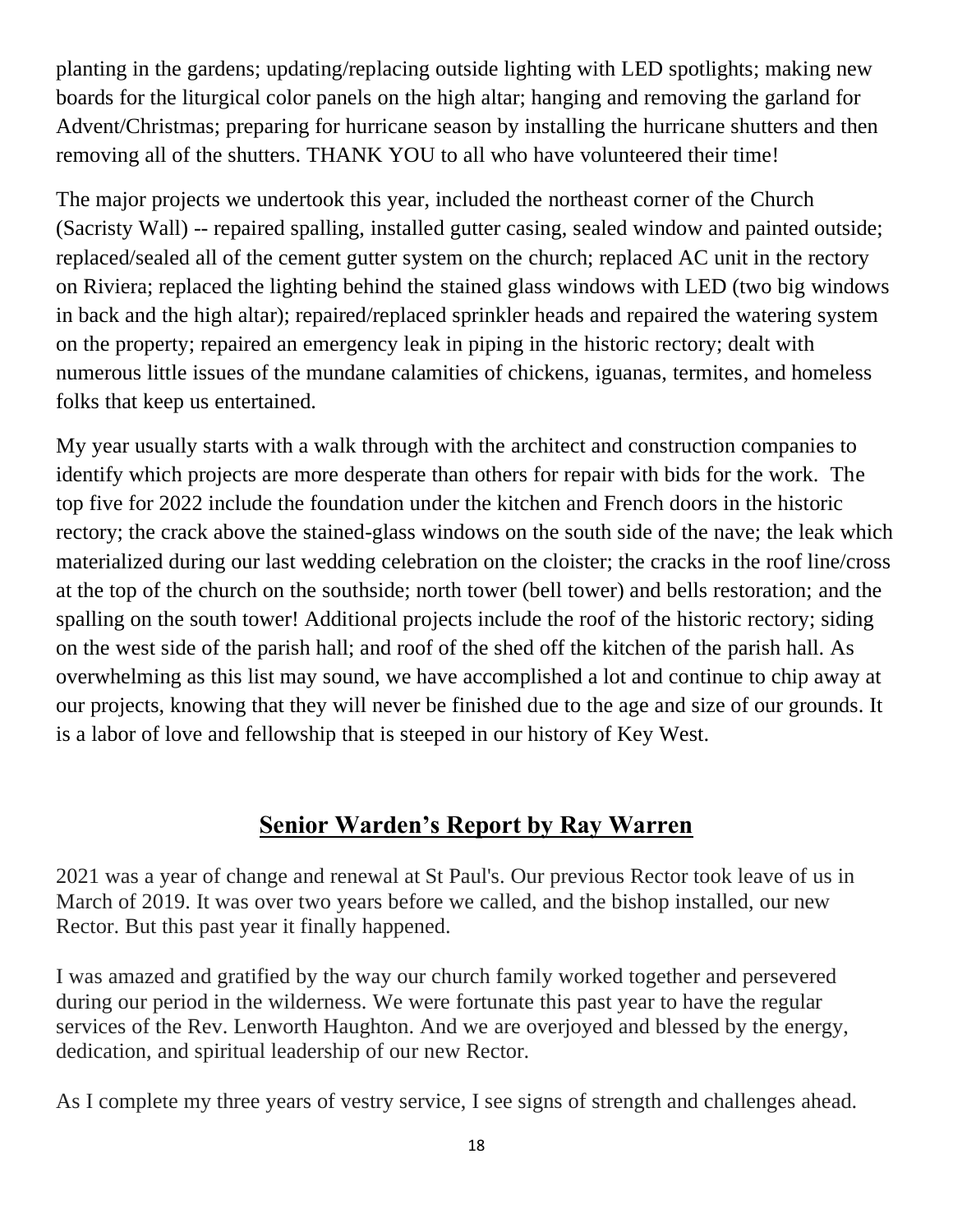planting in the gardens; updating/replacing outside lighting with LED spotlights; making new boards for the liturgical color panels on the high altar; hanging and removing the garland for Advent/Christmas; preparing for hurricane season by installing the hurricane shutters and then removing all of the shutters. THANK YOU to all who have volunteered their time!

The major projects we undertook this year, included the northeast corner of the Church (Sacristy Wall) -- repaired spalling, installed gutter casing, sealed window and painted outside; replaced/sealed all of the cement gutter system on the church; replaced AC unit in the rectory on Riviera; replaced the lighting behind the stained glass windows with LED (two big windows in back and the high altar); repaired/replaced sprinkler heads and repaired the watering system on the property; repaired an emergency leak in piping in the historic rectory; dealt with numerous little issues of the mundane calamities of chickens, iguanas, termites, and homeless folks that keep us entertained.

My year usually starts with a walk through with the architect and construction companies to identify which projects are more desperate than others for repair with bids for the work. The top five for 2022 include the foundation under the kitchen and French doors in the historic rectory; the crack above the stained-glass windows on the south side of the nave; the leak which materialized during our last wedding celebration on the cloister; the cracks in the roof line/cross at the top of the church on the southside; north tower (bell tower) and bells restoration; and the spalling on the south tower! Additional projects include the roof of the historic rectory; siding on the west side of the parish hall; and roof of the shed off the kitchen of the parish hall. As overwhelming as this list may sound, we have accomplished a lot and continue to chip away at our projects, knowing that they will never be finished due to the age and size of our grounds. It is a labor of love and fellowship that is steeped in our history of Key West.

## Senior Warden's Report by Ray Warren

2021 was a year of change and renewal at St Paul's. Our previous Rector took leave of us in March of 2019. It was over two years before we called, and the bishop installed, our new Rector. But this past year it finally happened.

I was amazed and gratified by the way our church family worked together and persevered during our period in the wilderness. We were fortunate this past year to have the regular services of the Rev. Lenworth Haughton. And we are overjoyed and blessed by the energy, dedication, and spiritual leadership of our new Rector.

As I complete my three years of vestry service, I see signs of strength and challenges ahead.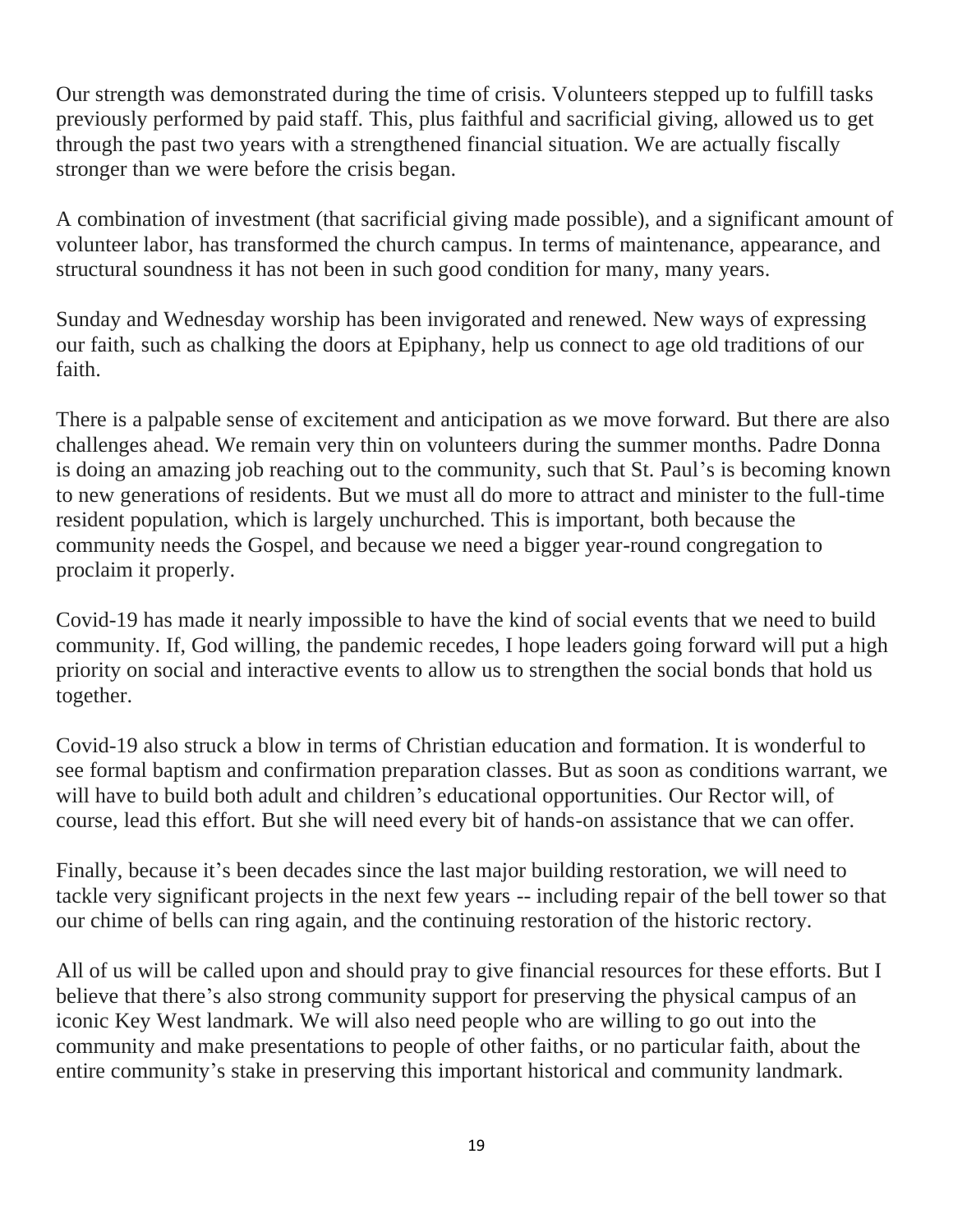Our strength was demonstrated during the time of crisis. Volunteers stepped up to fulfill tasks previously performed by paid staff. This, plus faithful and sacrificial giving, allowed us to get through the past two years with a strengthened financial situation. We are actually fiscally stronger than we were before the crisis began.

A combination of investment (that sacrificial giving made possible), and a significant amount of volunteer labor, has transformed the church campus. In terms of maintenance, appearance, and structural soundness it has not been in such good condition for many, many years.

Sunday and Wednesday worship has been invigorated and renewed. New ways of expressing our faith, such as chalking the doors at Epiphany, help us connect to age old traditions of our faith.

There is a palpable sense of excitement and anticipation as we move forward. But there are also challenges ahead. We remain very thin on volunteers during the summer months. Padre Donna is doing an amazing job reaching out to the community, such that St. Paul's is becoming known to new generations of residents. But we must all do more to attract and minister to the full-time resident population, which is largely unchurched. This is important, both because the community needs the Gospel, and because we need a bigger year-round congregation to proclaim it properly.

Covid-19 has made it nearly impossible to have the kind of social events that we need to build community. If, God willing, the pandemic recedes, I hope leaders going forward will put a high priority on social and interactive events to allow us to strengthen the social bonds that hold us together.

Covid-19 also struck a blow in terms of Christian education and formation. It is wonderful to see formal baptism and confirmation preparation classes. But as soon as conditions warrant, we will have to build both adult and children's educational opportunities. Our Rector will, of course, lead this effort. But she will need every bit of hands-on assistance that we can offer.

Finally, because it's been decades since the last major building restoration, we will need to tackle very significant projects in the next few years -- including repair of the bell tower so that our chime of bells can ring again, and the continuing restoration of the historic rectory.

All of us will be called upon and should pray to give financial resources for these efforts. But I believe that there's also strong community support for preserving the physical campus of an iconic Key West landmark. We will also need people who are willing to go out into the community and make presentations to people of other faiths, or no particular faith, about the entire community's stake in preserving this important historical and community landmark.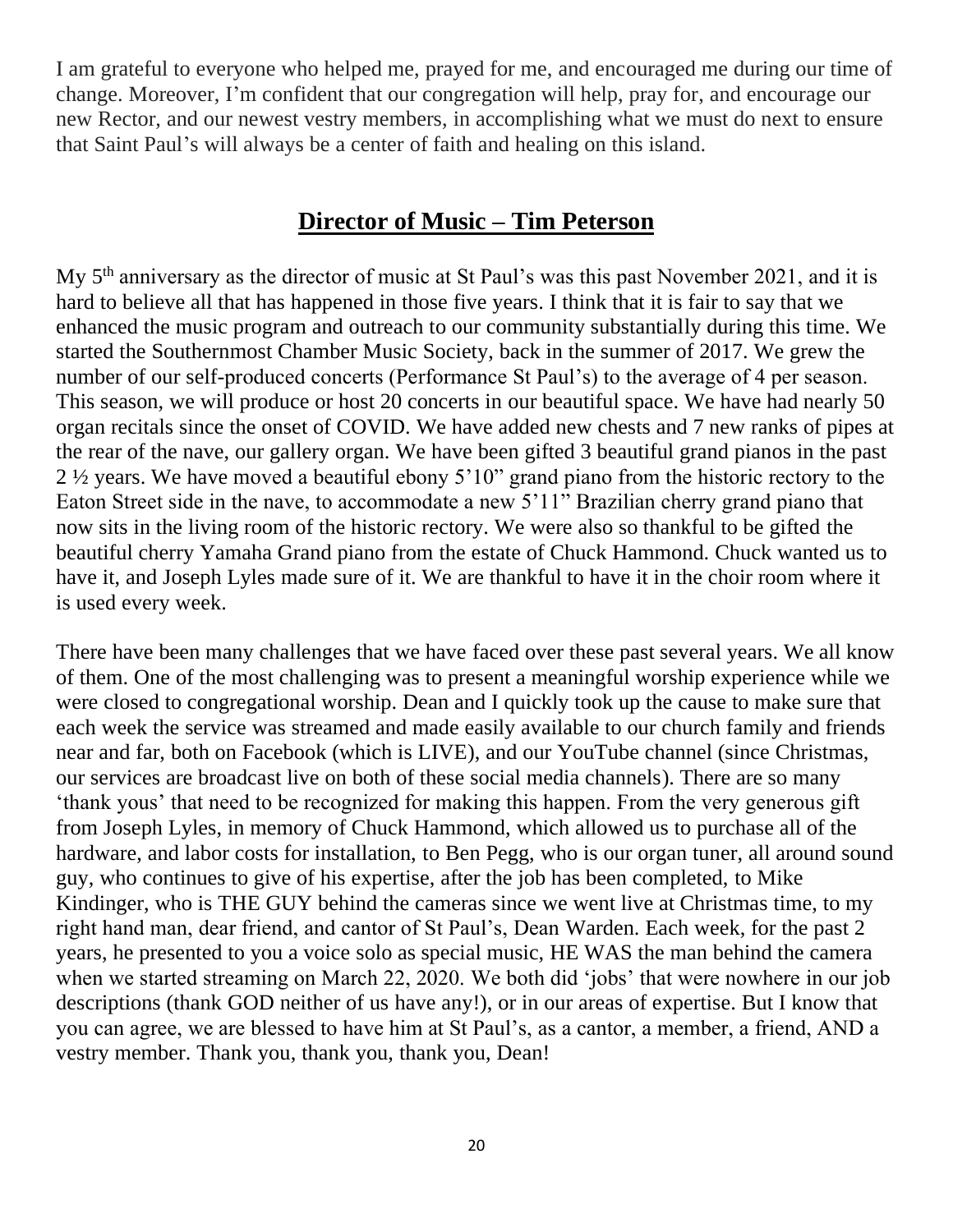I am grateful to everyone who helped me, prayed for me, and encouraged me during our time of change. Moreover, I'm confident that our congregation will help, pray for, and encourage our new Rector, and our newest vestry members, in accomplishing what we must do next to ensure that Saint Paul's will always be a center of faith and healing on this island.

## Director of Music – Tim Peterson

My 5th anniversary as the director of music at St Paul's was this past November 2021, and it is hard to believe all that has happened in those five years. I think that it is fair to say that we enhanced the music program and outreach to our community substantially during this time. We started the Southernmost Chamber Music Society, back in the summer of 2017. We grew the number of our self-produced concerts (Performance St Paul's) to the average of 4 per season. This season, we will produce or host 20 concerts in our beautiful space. We have had nearly 50 organ recitals since the onset of COVID. We have added new chests and 7 new ranks of pipes at the rear of the nave, our gallery organ. We have been gifted 3 beautiful grand pianos in the past 2 ½ years. We have moved a beautiful ebony 5'10" grand piano from the historic rectory to the Eaton Street side in the nave, to accommodate a new 5'11" Brazilian cherry grand piano that now sits in the living room of the historic rectory. We were also so thankful to be gifted the beautiful cherry Yamaha Grand piano from the estate of Chuck Hammond. Chuck wanted us to have it, and Joseph Lyles made sure of it. We are thankful to have it in the choir room where it is used every week.

There have been many challenges that we have faced over these past several years. We all know of them. One of the most challenging was to present a meaningful worship experience while we were closed to congregational worship. Dean and I quickly took up the cause to make sure that each week the service was streamed and made easily available to our church family and friends near and far, both on Facebook (which is LIVE), and our YouTube channel (since Christmas, our services are broadcast live on both of these social media channels). There are so many 'thank yous' that need to be recognized for making this happen. From the very generous gift from Joseph Lyles, in memory of Chuck Hammond, which allowed us to purchase all of the hardware, and labor costs for installation, to Ben Pegg, who is our organ tuner, all around sound guy, who continues to give of his expertise, after the job has been completed, to Mike Kindinger, who is THE GUY behind the cameras since we went live at Christmas time, to my right hand man, dear friend, and cantor of St Paul's, Dean Warden. Each week, for the past 2 years, he presented to you a voice solo as special music, HE WAS the man behind the camera when we started streaming on March 22, 2020. We both did 'jobs' that were nowhere in our job descriptions (thank GOD neither of us have any!), or in our areas of expertise. But I know that you can agree, we are blessed to have him at St Paul's, as a cantor, a member, a friend, AND a vestry member. Thank you, thank you, thank you, Dean!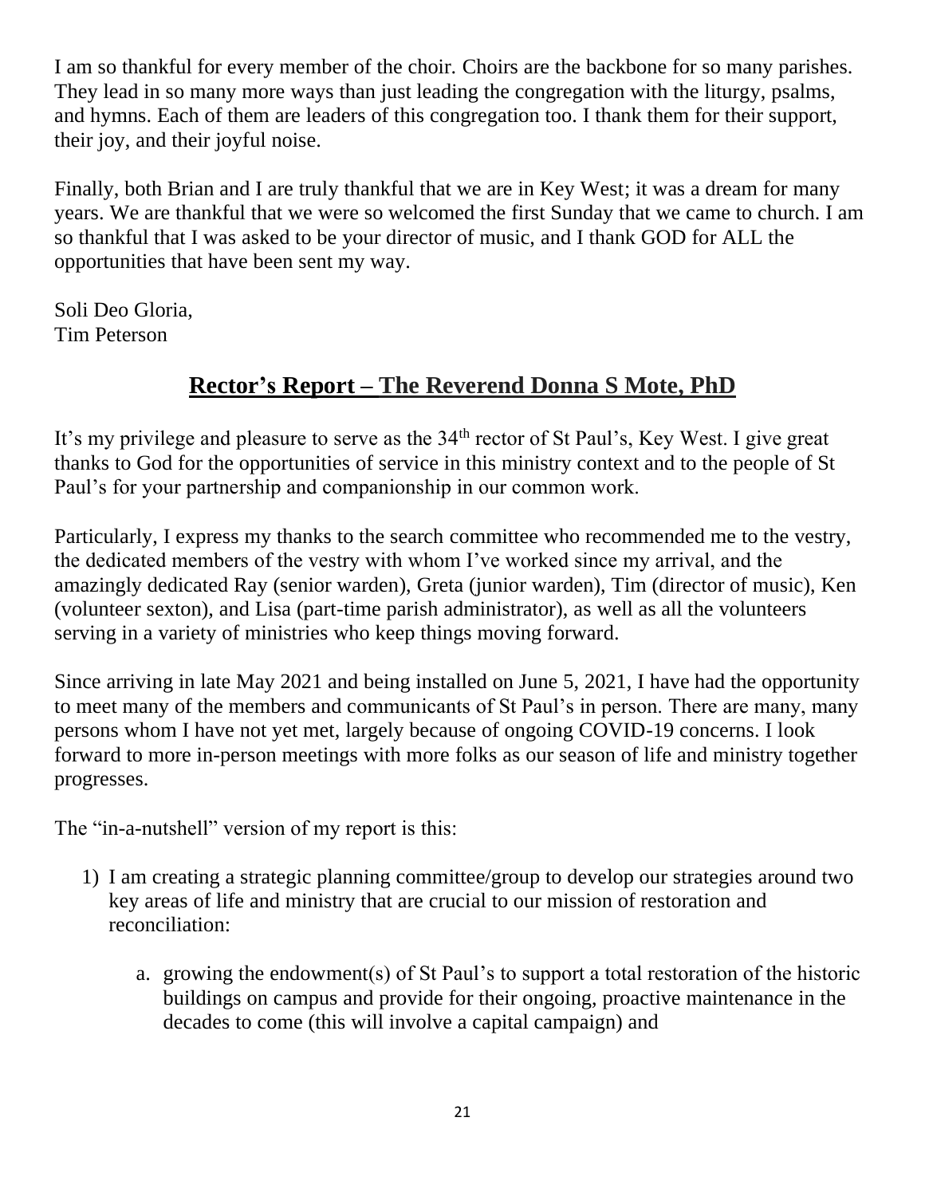I am so thankful for every member of the choir. Choirs are the backbone for so many parishes. They lead in so many more ways than just leading the congregation with the liturgy, psalms, and hymns. Each of them are leaders of this congregation too. I thank them for their support, their joy, and their joyful noise.

Finally, both Brian and I are truly thankful that we are in Key West; it was a dream for many years. We are thankful that we were so welcomed the first Sunday that we came to church. I am so thankful that I was asked to be your director of music, and I thank GOD for ALL the opportunities that have been sent my way.

Soli Deo Gloria,
Tim Peterson

## Rector's Report – The Reverend Donna S Mote, PhD

It's my privilege and pleasure to serve as the 34th rector of St Paul's, Key West. I give great thanks to God for the opportunities of service in this ministry context and to the people of St Paul's for your partnership and companionship in our common work.

Particularly, I express my thanks to the search committee who recommended me to the vestry, the dedicated members of the vestry with whom I've worked since my arrival, and the amazingly dedicated Ray (senior warden), Greta (junior warden), Tim (director of music), Ken (volunteer sexton), and Lisa (part-time parish administrator), as well as all the volunteers serving in a variety of ministries who keep things moving forward.

Since arriving in late May 2021 and being installed on June 5, 2021, I have had the opportunity to meet many of the members and communicants of St Paul's in person. There are many, many persons whom I have not yet met, largely because of ongoing COVID-19 concerns. I look forward to more in-person meetings with more folks as our season of life and ministry together progresses.

The "in-a-nutshell" version of my report is this:

1) I am creating a strategic planning committee/group to develop our strategies around two key areas of life and ministry that are crucial to our mission of restoration and reconciliation:

    a. growing the endowment(s) of St Paul's to support a total restoration of the historic buildings on campus and provide for their ongoing, proactive maintenance in the decades to come (this will involve a capital campaign) and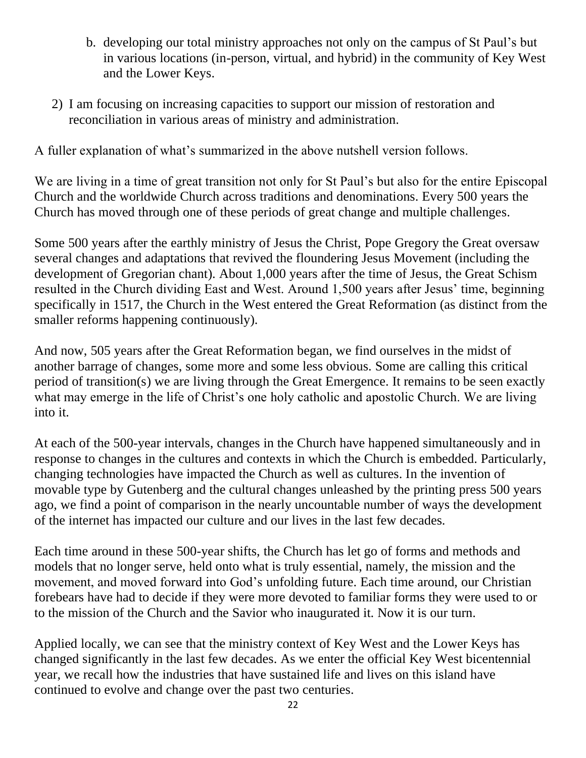b. developing our total ministry approaches not only on the campus of St Paul's but in various locations (in-person, virtual, and hybrid) in the community of Key West and the Lower Keys.

2) I am focusing on increasing capacities to support our mission of restoration and reconciliation in various areas of ministry and administration.

A fuller explanation of what's summarized in the above nutshell version follows.

We are living in a time of great transition not only for St Paul's but also for the entire Episcopal Church and the worldwide Church across traditions and denominations. Every 500 years the Church has moved through one of these periods of great change and multiple challenges.

Some 500 years after the earthly ministry of Jesus the Christ, Pope Gregory the Great oversaw several changes and adaptations that revived the floundering Jesus Movement (including the development of Gregorian chant). About 1,000 years after the time of Jesus, the Great Schism resulted in the Church dividing East and West. Around 1,500 years after Jesus' time, beginning specifically in 1517, the Church in the West entered the Great Reformation (as distinct from the smaller reforms happening continuously).

And now, 505 years after the Great Reformation began, we find ourselves in the midst of another barrage of changes, some more and some less obvious. Some are calling this critical period of transition(s) we are living through the Great Emergence. It remains to be seen exactly what may emerge in the life of Christ's one holy catholic and apostolic Church. We are living into it.

At each of the 500-year intervals, changes in the Church have happened simultaneously and in response to changes in the cultures and contexts in which the Church is embedded. Particularly, changing technologies have impacted the Church as well as cultures. In the invention of movable type by Gutenberg and the cultural changes unleashed by the printing press 500 years ago, we find a point of comparison in the nearly uncountable number of ways the development of the internet has impacted our culture and our lives in the last few decades.

Each time around in these 500-year shifts, the Church has let go of forms and methods and models that no longer serve, held onto what is truly essential, namely, the mission and the movement, and moved forward into God's unfolding future. Each time around, our Christian forebears have had to decide if they were more devoted to familiar forms they were used to or to the mission of the Church and the Savior who inaugurated it. Now it is our turn.

Applied locally, we can see that the ministry context of Key West and the Lower Keys has changed significantly in the last few decades. As we enter the official Key West bicentennial year, we recall how the industries that have sustained life and lives on this island have continued to evolve and change over the past two centuries.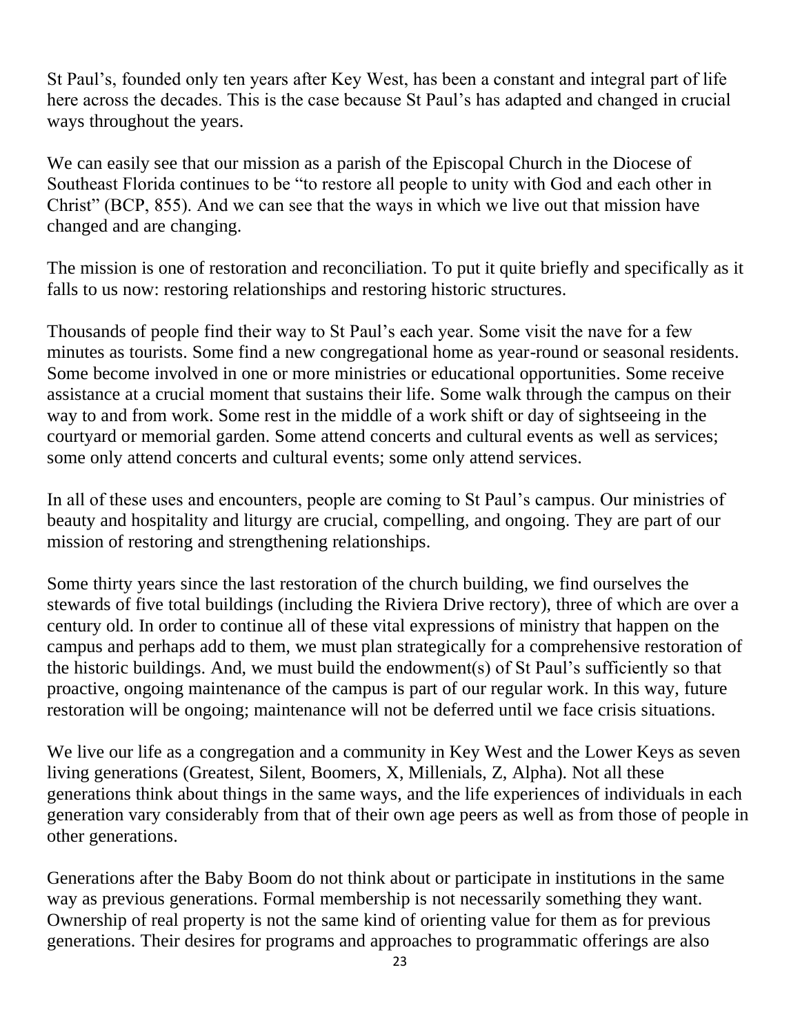St Paul's, founded only ten years after Key West, has been a constant and integral part of life here across the decades. This is the case because St Paul's has adapted and changed in crucial ways throughout the years.

We can easily see that our mission as a parish of the Episcopal Church in the Diocese of Southeast Florida continues to be "to restore all people to unity with God and each other in Christ" (BCP, 855). And we can see that the ways in which we live out that mission have changed and are changing.

The mission is one of restoration and reconciliation. To put it quite briefly and specifically as it falls to us now: restoring relationships and restoring historic structures.

Thousands of people find their way to St Paul's each year. Some visit the nave for a few minutes as tourists. Some find a new congregational home as year-round or seasonal residents. Some become involved in one or more ministries or educational opportunities. Some receive assistance at a crucial moment that sustains their life. Some walk through the campus on their way to and from work. Some rest in the middle of a work shift or day of sightseeing in the courtyard or memorial garden. Some attend concerts and cultural events as well as services; some only attend concerts and cultural events; some only attend services.

In all of these uses and encounters, people are coming to St Paul's campus. Our ministries of beauty and hospitality and liturgy are crucial, compelling, and ongoing. They are part of our mission of restoring and strengthening relationships.

Some thirty years since the last restoration of the church building, we find ourselves the stewards of five total buildings (including the Riviera Drive rectory), three of which are over a century old. In order to continue all of these vital expressions of ministry that happen on the campus and perhaps add to them, we must plan strategically for a comprehensive restoration of the historic buildings. And, we must build the endowment(s) of St Paul's sufficiently so that proactive, ongoing maintenance of the campus is part of our regular work. In this way, future restoration will be ongoing; maintenance will not be deferred until we face crisis situations.

We live our life as a congregation and a community in Key West and the Lower Keys as seven living generations (Greatest, Silent, Boomers, X, Millenials, Z, Alpha). Not all these generations think about things in the same ways, and the life experiences of individuals in each generation vary considerably from that of their own age peers as well as from those of people in other generations.

Generations after the Baby Boom do not think about or participate in institutions in the same way as previous generations. Formal membership is not necessarily something they want. Ownership of real property is not the same kind of orienting value for them as for previous generations. Their desires for programs and approaches to programmatic offerings are also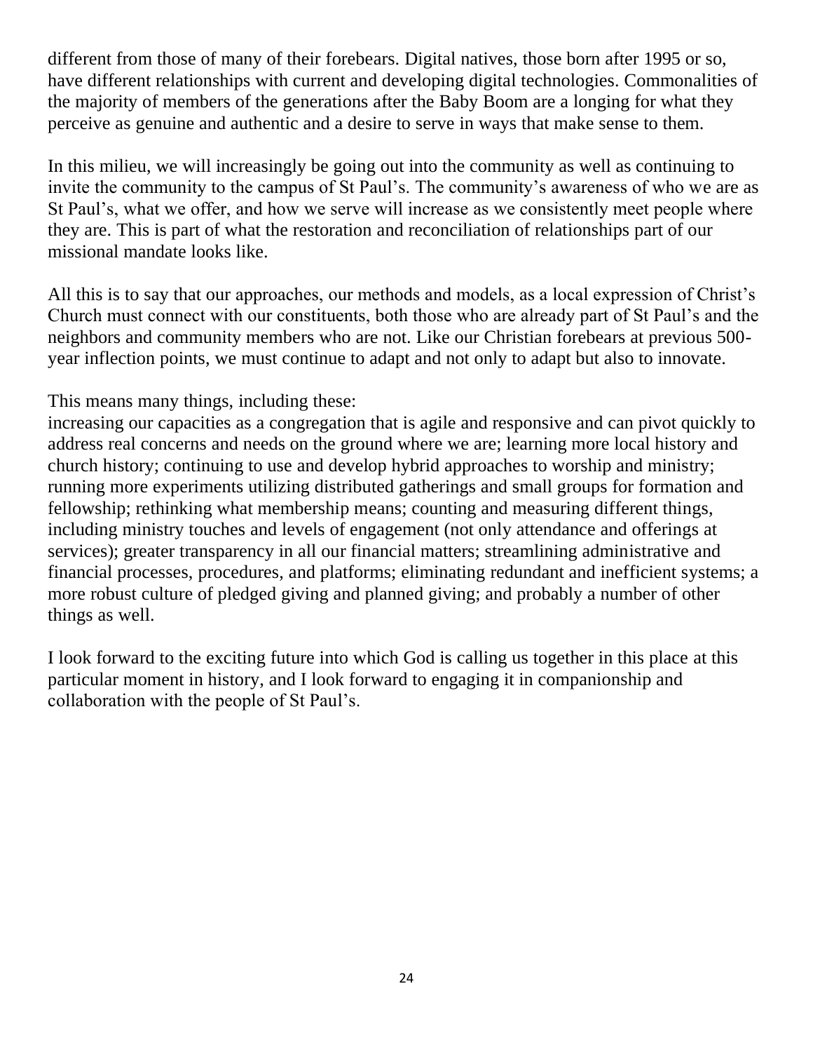different from those of many of their forebears. Digital natives, those born after 1995 or so, have different relationships with current and developing digital technologies. Commonalities of the majority of members of the generations after the Baby Boom are a longing for what they perceive as genuine and authentic and a desire to serve in ways that make sense to them.

In this milieu, we will increasingly be going out into the community as well as continuing to invite the community to the campus of St Paul's. The community's awareness of who we are as St Paul's, what we offer, and how we serve will increase as we consistently meet people where they are. This is part of what the restoration and reconciliation of relationships part of our missional mandate looks like.

All this is to say that our approaches, our methods and models, as a local expression of Christ's Church must connect with our constituents, both those who are already part of St Paul's and the neighbors and community members who are not. Like our Christian forebears at previous 500-year inflection points, we must continue to adapt and not only to adapt but also to innovate.

This means many things, including these:
increasing our capacities as a congregation that is agile and responsive and can pivot quickly to address real concerns and needs on the ground where we are; learning more local history and church history; continuing to use and develop hybrid approaches to worship and ministry; running more experiments utilizing distributed gatherings and small groups for formation and fellowship; rethinking what membership means; counting and measuring different things, including ministry touches and levels of engagement (not only attendance and offerings at services); greater transparency in all our financial matters; streamlining administrative and financial processes, procedures, and platforms; eliminating redundant and inefficient systems; a more robust culture of pledged giving and planned giving; and probably a number of other things as well.

I look forward to the exciting future into which God is calling us together in this place at this particular moment in history, and I look forward to engaging it in companionship and collaboration with the people of St Paul's.